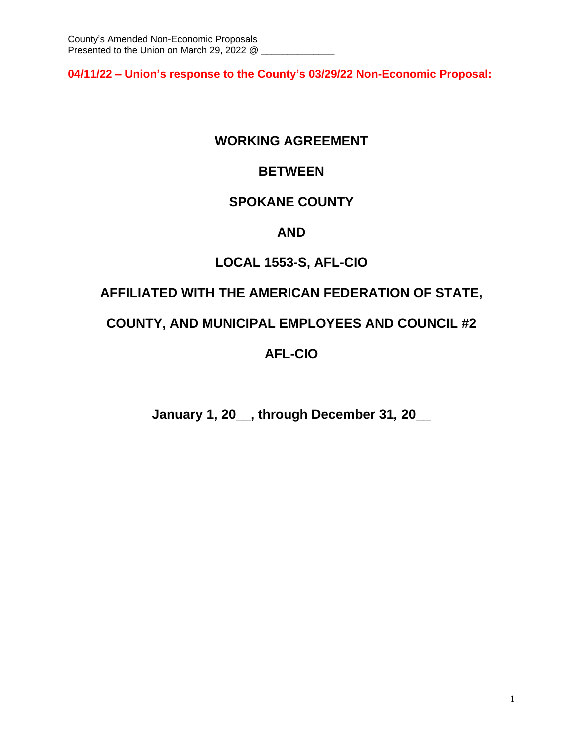County's Amended Non-Economic Proposals
Presented to the Union on March 29, 2022 @ _____________

**04/11/22 – Union's response to the County's 03/29/22 Non-Economic Proposal:**

# WORKING AGREEMENT

# BETWEEN

# SPOKANE COUNTY

# AND

# LOCAL 1553-S, AFL-CIO

# AFFILIATED WITH THE AMERICAN FEDERATION OF STATE,

# COUNTY, AND MUNICIPAL EMPLOYEES AND COUNCIL #2

# AFL-CIO

**January 1, 20__, through December 31, 20__**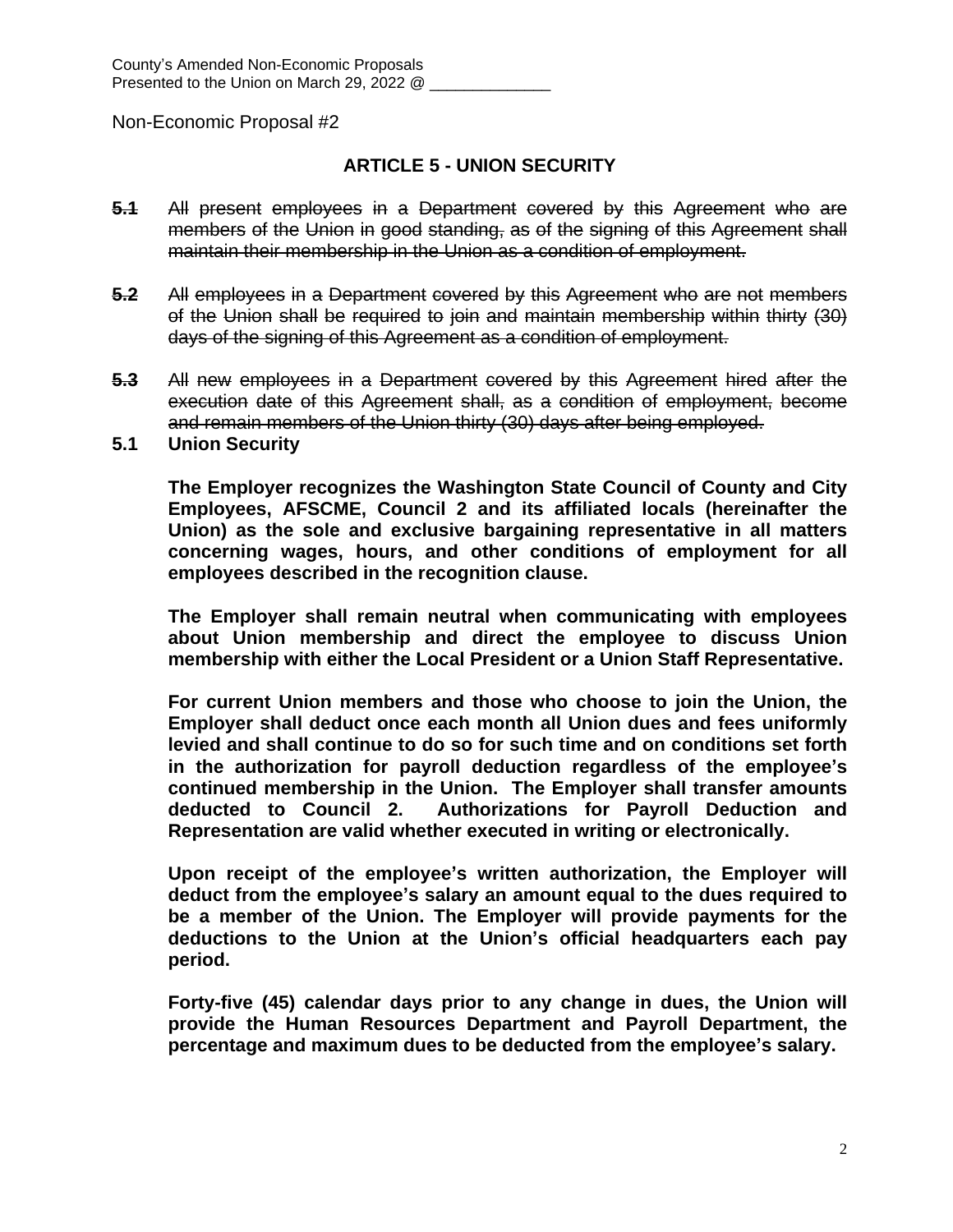County's Amended Non-Economic Proposals
Presented to the Union on March 29, 2022 @ ______________

Non-Economic Proposal #2

## ARTICLE 5 - UNION SECURITY

~~**5.1** All present employees in a Department covered by this Agreement who are members of the Union in good standing, as of the signing of this Agreement shall maintain their membership in the Union as a condition of employment.~~

~~**5.2** All employees in a Department covered by this Agreement who are not members of the Union shall be required to join and maintain membership within thirty (30) days of the signing of this Agreement as a condition of employment.~~

~~**5.3** All new employees in a Department covered by this Agreement hired after the execution date of this Agreement shall, as a condition of employment, become and remain members of the Union thirty (30) days after being employed.~~

**5.1 Union Security**

**The Employer recognizes the Washington State Council of County and City Employees, AFSCME, Council 2 and its affiliated locals (hereinafter the Union) as the sole and exclusive bargaining representative in all matters concerning wages, hours, and other conditions of employment for all employees described in the recognition clause.**

**The Employer shall remain neutral when communicating with employees about Union membership and direct the employee to discuss Union membership with either the Local President or a Union Staff Representative.**

**For current Union members and those who choose to join the Union, the Employer shall deduct once each month all Union dues and fees uniformly levied and shall continue to do so for such time and on conditions set forth in the authorization for payroll deduction regardless of the employee's continued membership in the Union. The Employer shall transfer amounts deducted to Council 2. Authorizations for Payroll Deduction and Representation are valid whether executed in writing or electronically.**

**Upon receipt of the employee's written authorization, the Employer will deduct from the employee's salary an amount equal to the dues required to be a member of the Union. The Employer will provide payments for the deductions to the Union at the Union's official headquarters each pay period.**

**Forty-five (45) calendar days prior to any change in dues, the Union will provide the Human Resources Department and Payroll Department, the percentage and maximum dues to be deducted from the employee's salary.**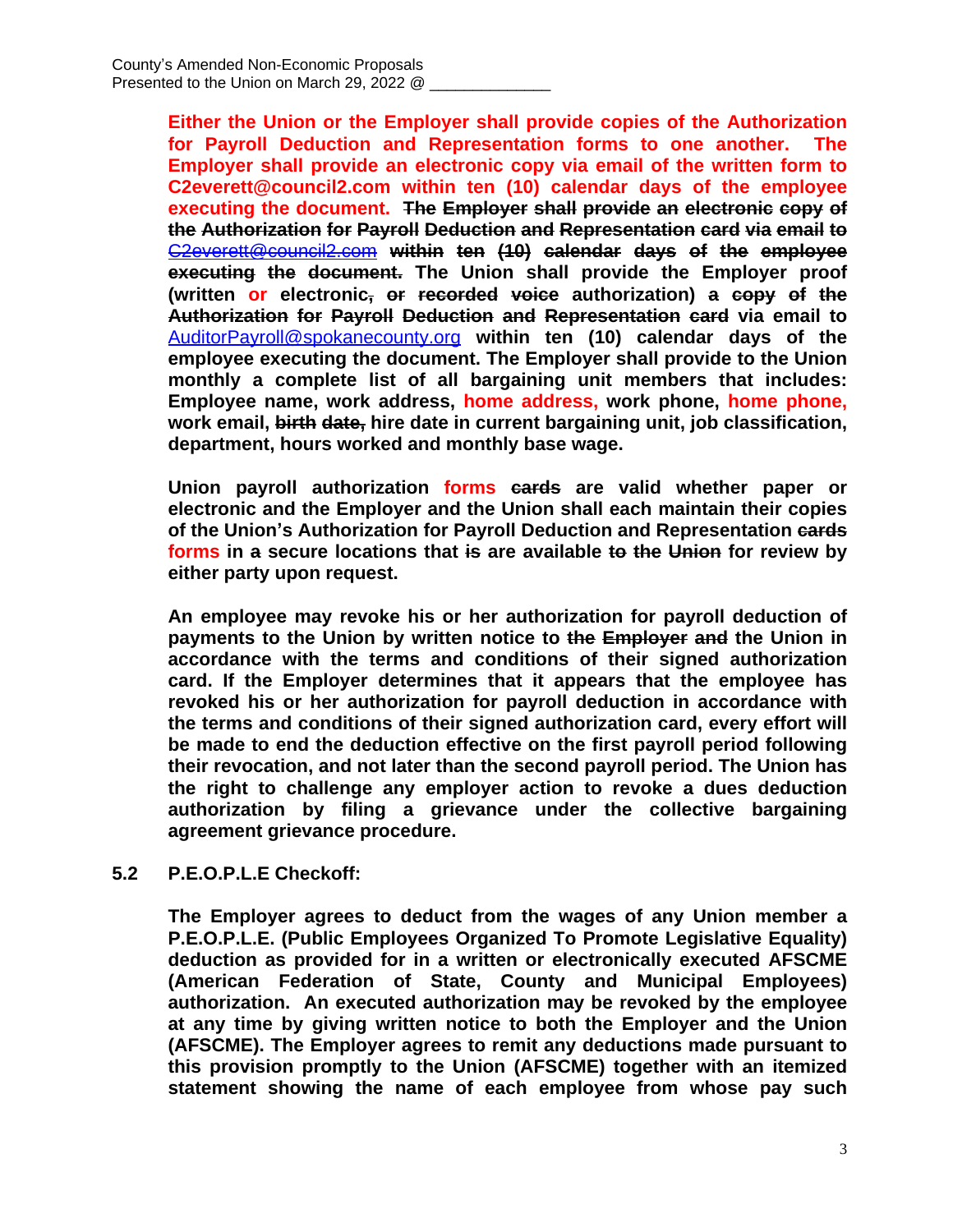**Either the Union or the Employer shall provide copies of the Authorization for Payroll Deduction and Representation forms to one another. The Employer shall provide an electronic copy via email of the written form to C2everett@council2.com within ten (10) calendar days of the employee executing the document.** ~~**The Employer shall provide an electronic copy of the Authorization for Payroll Deduction and Representation card via email to C2everett@council2.com within ten (10) calendar days of the employee executing the document.**~~ **The Union shall provide the Employer proof (written or electronic~~, or recorded voice~~ authorization) ~~a copy of the Authorization for Payroll Deduction and Representation card~~ via email to AuditorPayroll@spokanecounty.org within ten (10) calendar days of the employee executing the document. The Employer shall provide to the Union monthly a complete list of all bargaining unit members that includes: Employee name, work address, home address, work phone, home phone, work email, ~~birth date,~~ hire date in current bargaining unit, job classification, department, hours worked and monthly base wage.**

**Union payroll authorization forms ~~cards~~ are valid whether paper or electronic and the Employer and the Union shall each maintain their copies of the Union's Authorization for Payroll Deduction and Representation ~~cards~~ forms in ~~a~~ secure locations that ~~is~~ are available ~~to the Union~~ for review by either party upon request.**

**An employee may revoke his or her authorization for payroll deduction of payments to the Union by written notice to ~~the Employer and~~ the Union in accordance with the terms and conditions of their signed authorization card. If the Employer determines that it appears that the employee has revoked his or her authorization for payroll deduction in accordance with the terms and conditions of their signed authorization card, every effort will be made to end the deduction effective on the first payroll period following their revocation, and not later than the second payroll period. The Union has the right to challenge any employer action to revoke a dues deduction authorization by filing a grievance under the collective bargaining agreement grievance procedure.**

**5.2 P.E.O.P.L.E Checkoff:**

**The Employer agrees to deduct from the wages of any Union member a P.E.O.P.L.E. (Public Employees Organized To Promote Legislative Equality) deduction as provided for in a written or electronically executed AFSCME (American Federation of State, County and Municipal Employees) authorization. An executed authorization may be revoked by the employee at any time by giving written notice to both the Employer and the Union (AFSCME). The Employer agrees to remit any deductions made pursuant to this provision promptly to the Union (AFSCME) together with an itemized statement showing the name of each employee from whose pay such**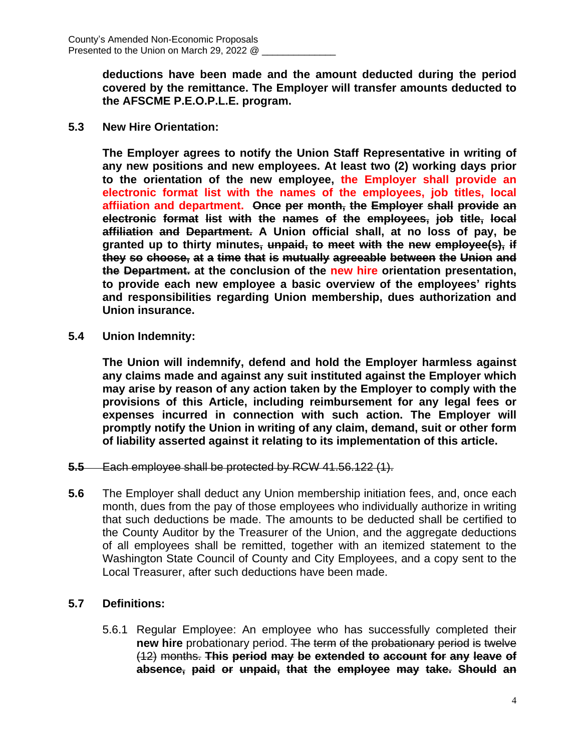**deductions have been made and the amount deducted during the period covered by the remittance. The Employer will transfer amounts deducted to the AFSCME P.E.O.P.L.E. program.**

**5.3 New Hire Orientation:**

**The Employer agrees to notify the Union Staff Representative in writing of any new positions and new employees. At least two (2) working days prior to the orientation of the new employee, the Employer shall provide an electronic format list with the names of the employees, job titles, local affiiation and department. ~~Once per month, the Employer shall provide an electronic format list with the names of the employees, job title, local affiliation and Department.~~ A Union official shall, at no loss of pay, be granted up to thirty minutes~~, unpaid, to meet with the new employee(s), if they so choose, at a time that is mutually agreeable between the Union and the Department.~~ at the conclusion of the new hire orientation presentation, to provide each new employee a basic overview of the employees' rights and responsibilities regarding Union membership, dues authorization and Union insurance.**

**5.4 Union Indemnity:**

**The Union will indemnify, defend and hold the Employer harmless against any claims made and against any suit instituted against the Employer which may arise by reason of any action taken by the Employer to comply with the provisions of this Article, including reimbursement for any legal fees or expenses incurred in connection with such action. The Employer will promptly notify the Union in writing of any claim, demand, suit or other form of liability asserted against it relating to its implementation of this article.**

~~**5.5** Each employee shall be protected by RCW 41.56.122 (1).~~

**5.6** The Employer shall deduct any Union membership initiation fees, and, once each month, dues from the pay of those employees who individually authorize in writing that such deductions be made. The amounts to be deducted shall be certified to the County Auditor by the Treasurer of the Union, and the aggregate deductions of all employees shall be remitted, together with an itemized statement to the Washington State Council of County and City Employees, and a copy sent to the Local Treasurer, after such deductions have been made.

**5.7 Definitions:**

5.6.1 Regular Employee: An employee who has successfully completed their **new hire** probationary period. ~~The term of the probationary period is twelve (12) months.~~ ~~**This period may be extended to account for any leave of absence, paid or unpaid, that the employee may take. Should an**~~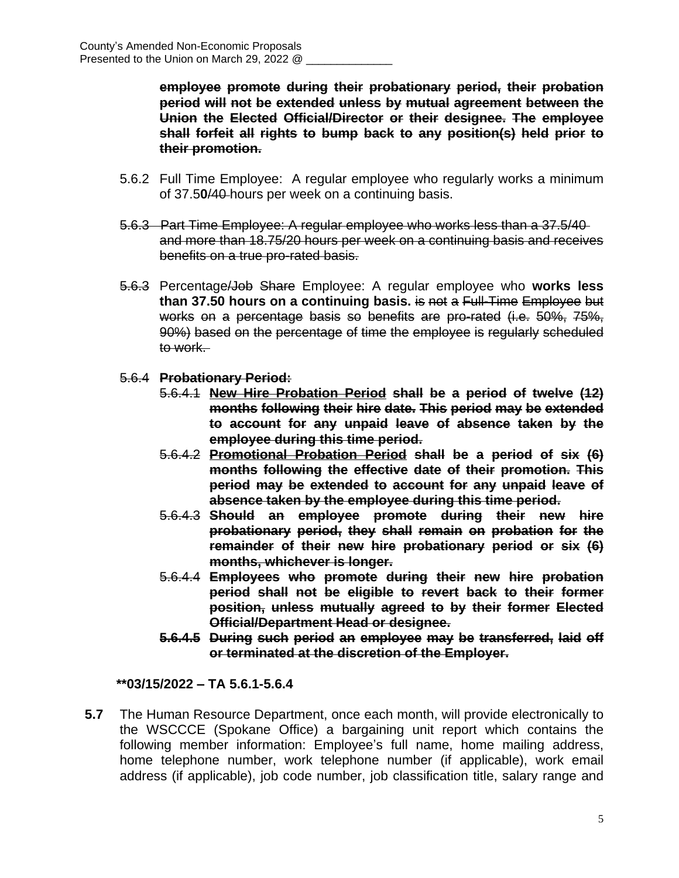~~**employee promote during their probationary period, their probation period will not be extended unless by mutual agreement between the Union the Elected Official/Director or their designee. The employee shall forfeit all rights to bump back to any position(s) held prior to their promotion.**~~

5.6.2 Full Time Employee: A regular employee who regularly works a minimum of 37.5**0**~~/40~~ hours per week on a continuing basis.

~~5.6.3 Part Time Employee: A regular employee who works less than a 37.5/40 and more than 18.75/20 hours per week on a continuing basis and receives benefits on a true pro-rated basis.~~

~~5.6.3~~ Percentage~~/Job Share~~ Employee: A regular employee who **works less than 37.50 hours on a continuing basis.** ~~is not a Full-Time Employee but works on a percentage basis so benefits are pro-rated (i.e. 50%, 75%, 90%) based on the percentage of time the employee is regularly scheduled to work.~~

~~5.6.4~~ ~~**Probationary Period:**~~

- ~~5.6.4.1 **New Hire Probation Period shall be a period of twelve (12) months following their hire date. This period may be extended to account for any unpaid leave of absence taken by the employee during this time period.**~~
- ~~5.6.4.2 **Promotional Probation Period shall be a period of six (6) months following the effective date of their promotion. This period may be extended to account for any unpaid leave of absence taken by the employee during this time period.**~~
- ~~5.6.4.3 **Should an employee promote during their new hire probationary period, they shall remain on probation for the remainder of their new hire probationary period or six (6) months, whichever is longer.**~~
- ~~5.6.4.4 **Employees who promote during their new hire probation period shall not be eligible to revert back to their former position, unless mutually agreed to by their former Elected Official/Department Head or designee.**~~
- ~~**5.6.4.5 During such period an employee may be transferred, laid off or terminated at the discretion of the Employer.**~~

**\*\*03/15/2022 – TA 5.6.1-5.6.4**

**5.7** The Human Resource Department, once each month, will provide electronically to the WSCCCE (Spokane Office) a bargaining unit report which contains the following member information: Employee's full name, home mailing address, home telephone number, work telephone number (if applicable), work email address (if applicable), job code number, job classification title, salary range and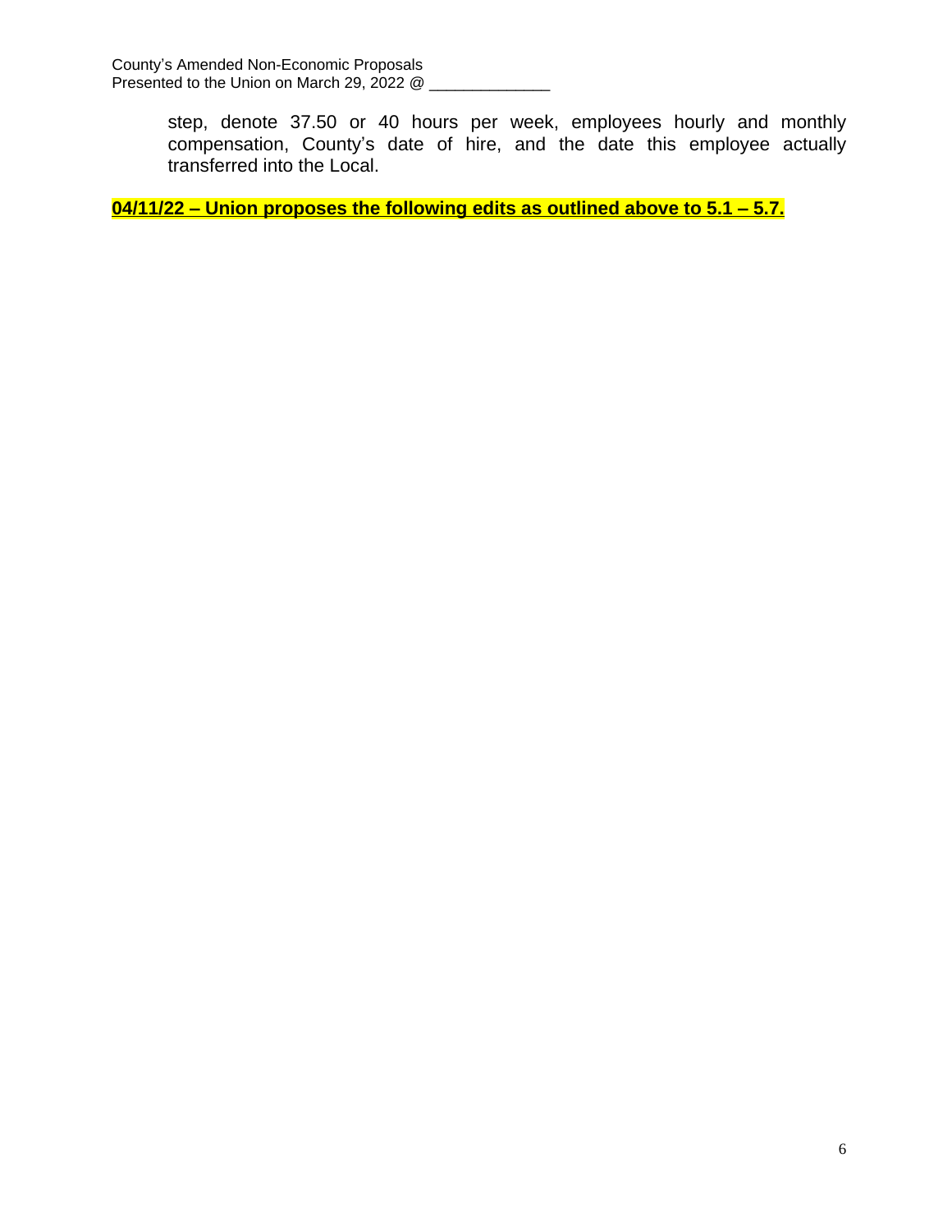step, denote 37.50 or 40 hours per week, employees hourly and monthly compensation, County's date of hire, and the date this employee actually transferred into the Local.

**04/11/22 – Union proposes the following edits as outlined above to 5.1 – 5.7.**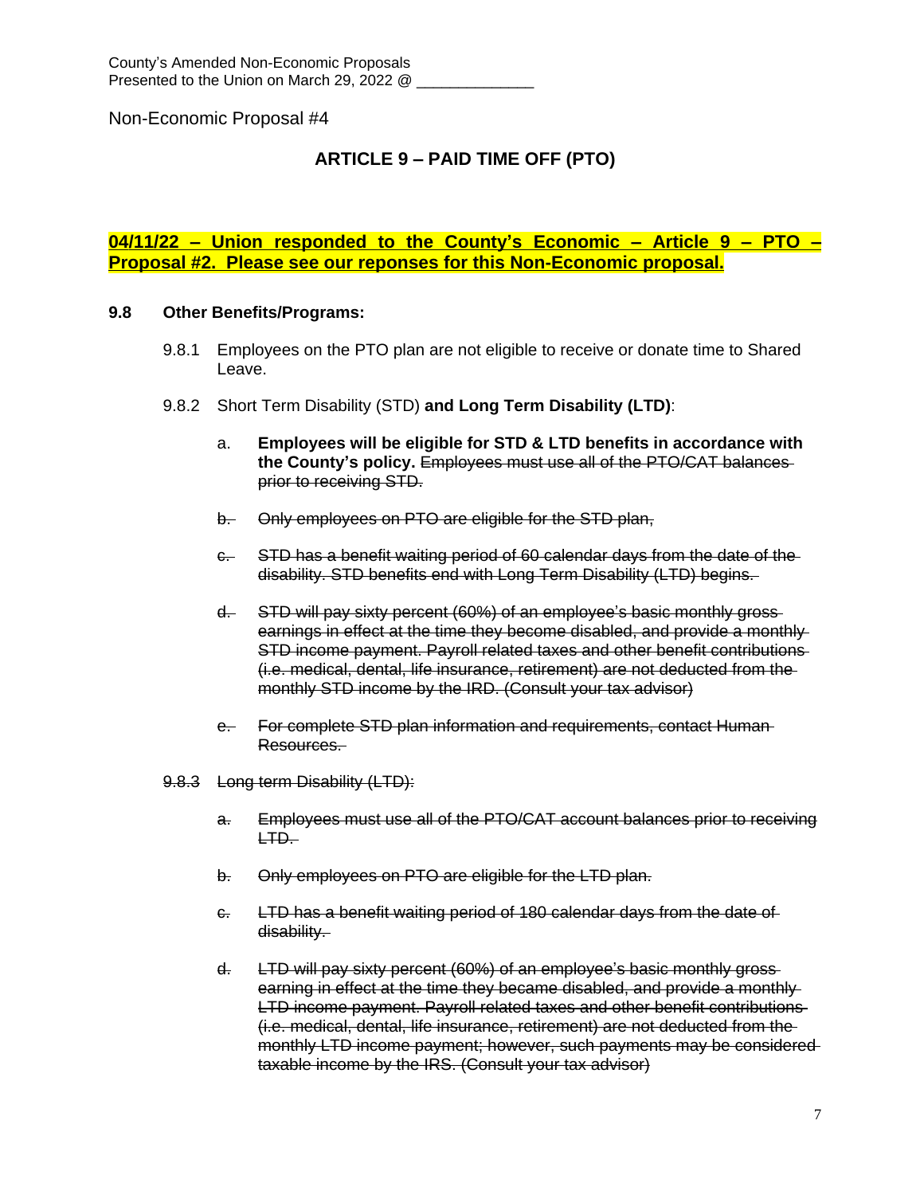County's Amended Non-Economic Proposals
Presented to the Union on March 29, 2022 @ _______________

Non-Economic Proposal #4

## ARTICLE 9 – PAID TIME OFF (PTO)

**<u>04/11/22 – Union responded to the County's Economic – Article 9 – PTO – Proposal #2. Please see our reponses for this Non-Economic proposal.</u>**

**9.8 Other Benefits/Programs:**

9.8.1 Employees on the PTO plan are not eligible to receive or donate time to Shared Leave.

9.8.2 Short Term Disability (STD) **and Long Term Disability (LTD)**:

a. **Employees will be eligible for STD & LTD benefits in accordance with the County's policy.** ~~Employees must use all of the PTO/CAT balances prior to receiving STD.~~

~~b. Only employees on PTO are eligible for the STD plan,~~

~~c. STD has a benefit waiting period of 60 calendar days from the date of the disability. STD benefits end with Long Term Disability (LTD) begins.~~

~~d. STD will pay sixty percent (60%) of an employee's basic monthly gross earnings in effect at the time they become disabled, and provide a monthly STD income payment. Payroll related taxes and other benefit contributions (i.e. medical, dental, life insurance, retirement) are not deducted from the monthly STD income by the IRD. (Consult your tax advisor)~~

~~e. For complete STD plan information and requirements, contact Human Resources.~~

~~9.8.3 Long term Disability (LTD):~~

~~a. Employees must use all of the PTO/CAT account balances prior to receiving LTD.~~

~~b. Only employees on PTO are eligible for the LTD plan.~~

~~c. LTD has a benefit waiting period of 180 calendar days from the date of disability.~~

~~d. LTD will pay sixty percent (60%) of an employee's basic monthly gross earning in effect at the time they became disabled, and provide a monthly LTD income payment. Payroll related taxes and other benefit contributions (i.e. medical, dental, life insurance, retirement) are not deducted from the monthly LTD income payment; however, such payments may be considered taxable income by the IRS. (Consult your tax advisor)~~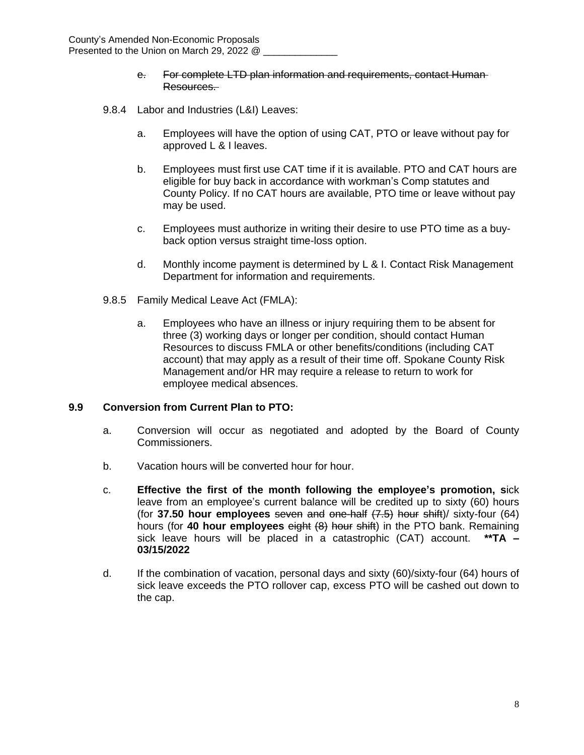e. ~~For complete LTD plan information and requirements, contact Human Resources.~~

9.8.4 Labor and Industries (L&I) Leaves:

a. Employees will have the option of using CAT, PTO or leave without pay for approved L & I leaves.

b. Employees must first use CAT time if it is available. PTO and CAT hours are eligible for buy back in accordance with workman's Comp statutes and County Policy. If no CAT hours are available, PTO time or leave without pay may be used.

c. Employees must authorize in writing their desire to use PTO time as a buy-back option versus straight time-loss option.

d. Monthly income payment is determined by L & I. Contact Risk Management Department for information and requirements.

9.8.5 Family Medical Leave Act (FMLA):

a. Employees who have an illness or injury requiring them to be absent for three (3) working days or longer per condition, should contact Human Resources to discuss FMLA or other benefits/conditions (including CAT account) that may apply as a result of their time off. Spokane County Risk Management and/or HR may require a release to return to work for employee medical absences.

**9.9 Conversion from Current Plan to PTO:**

a. Conversion will occur as negotiated and adopted by the Board of County Commissioners.

b. Vacation hours will be converted hour for hour.

c. **Effective the first of the month following the employee's promotion, s**ick leave from an employee's current balance will be credited up to sixty (60) hours (for **37.50 hour employees** ~~seven and one-half (7.5) hour shift~~)/ sixty-four (64) hours (for **40 hour employees** ~~eight (8) hour shift~~) in the PTO bank. Remaining sick leave hours will be placed in a catastrophic (CAT) account. **\*\*TA – 03/15/2022**

d. If the combination of vacation, personal days and sixty (60)/sixty-four (64) hours of sick leave exceeds the PTO rollover cap, excess PTO will be cashed out down to the cap.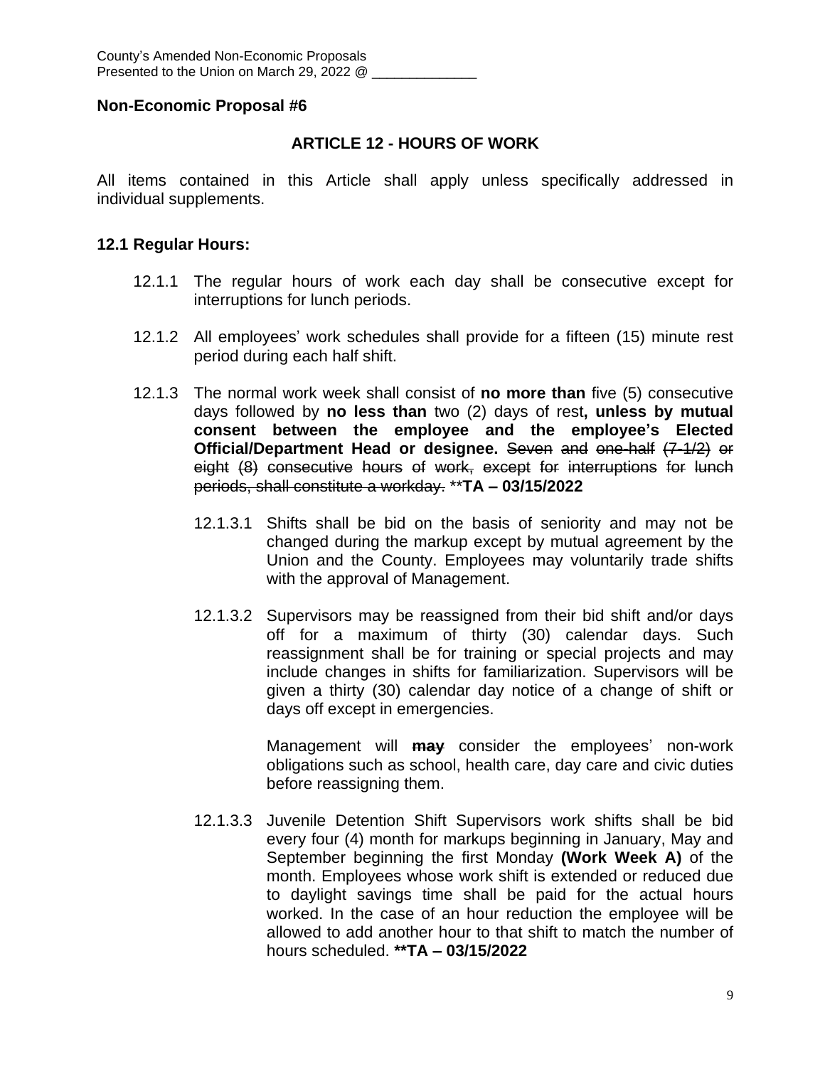County's Amended Non-Economic Proposals
Presented to the Union on March 29, 2022 @ ______________

**Non-Economic Proposal #6**

## ARTICLE 12 - HOURS OF WORK

All items contained in this Article shall apply unless specifically addressed in individual supplements.

### 12.1 Regular Hours:

12.1.1 The regular hours of work each day shall be consecutive except for interruptions for lunch periods.

12.1.2 All employees' work schedules shall provide for a fifteen (15) minute rest period during each half shift.

12.1.3 The normal work week shall consist of **no more than** five (5) consecutive days followed by **no less than** two (2) days of rest**, unless by mutual consent between the employee and the employee's Elected Official/Department Head or designee.** ~~Seven and one-half (7-1/2) or eight (8) consecutive hours of work, except for interruptions for lunch periods, shall constitute a workday.~~ ****TA – 03/15/2022**

12.1.3.1 Shifts shall be bid on the basis of seniority and may not be changed during the markup except by mutual agreement by the Union and the County. Employees may voluntarily trade shifts with the approval of Management.

12.1.3.2 Supervisors may be reassigned from their bid shift and/or days off for a maximum of thirty (30) calendar days. Such reassignment shall be for training or special projects and may include changes in shifts for familiarization. Supervisors will be given a thirty (30) calendar day notice of a change of shift or days off except in emergencies.

Management will ~~**may**~~ consider the employees' non-work obligations such as school, health care, day care and civic duties before reassigning them.

12.1.3.3 Juvenile Detention Shift Supervisors work shifts shall be bid every four (4) month for markups beginning in January, May and September beginning the first Monday **(Work Week A)** of the month. Employees whose work shift is extended or reduced due to daylight savings time shall be paid for the actual hours worked. In the case of an hour reduction the employee will be allowed to add another hour to that shift to match the number of hours scheduled. ****TA – 03/15/2022**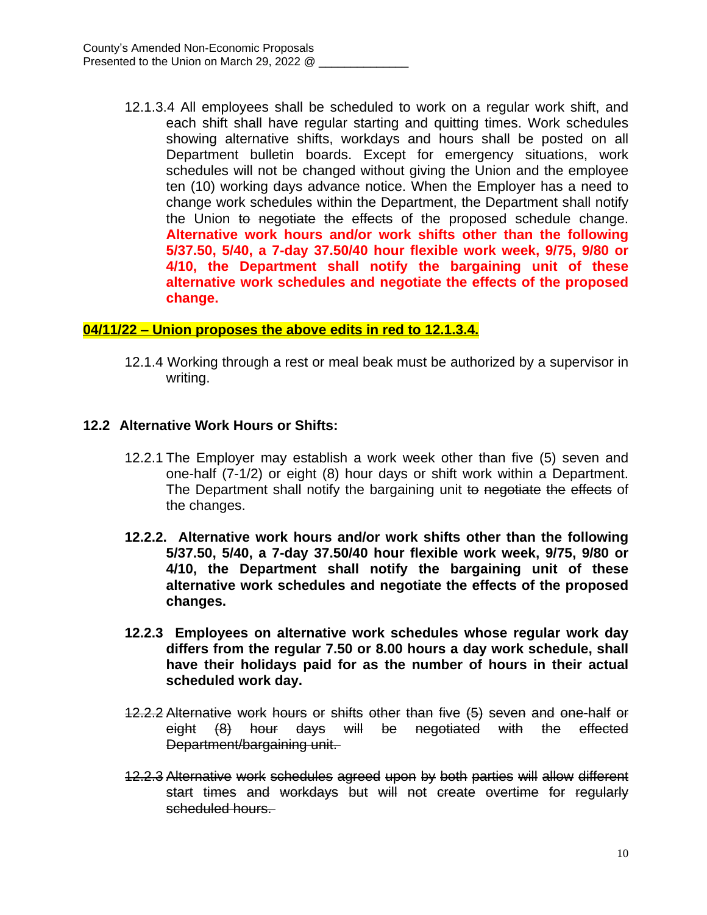12.1.3.4 All employees shall be scheduled to work on a regular work shift, and each shift shall have regular starting and quitting times. Work schedules showing alternative shifts, workdays and hours shall be posted on all Department bulletin boards. Except for emergency situations, work schedules will not be changed without giving the Union and the employee ten (10) working days advance notice. When the Employer has a need to change work schedules within the Department, the Department shall notify the Union ~~to negotiate the effects~~ of the proposed schedule change. **Alternative work hours and/or work shifts other than the following 5/37.50, 5/40, a 7-day 37.50/40 hour flexible work week, 9/75, 9/80 or 4/10, the Department shall notify the bargaining unit of these alternative work schedules and negotiate the effects of the proposed change.**

**04/11/22 – Union proposes the above edits in red to 12.1.3.4.**

12.1.4 Working through a rest or meal beak must be authorized by a supervisor in writing.

## 12.2 Alternative Work Hours or Shifts:

12.2.1 The Employer may establish a work week other than five (5) seven and one-half (7-1/2) or eight (8) hour days or shift work within a Department. The Department shall notify the bargaining unit ~~to negotiate the effects~~ of the changes.

**12.2.2. Alternative work hours and/or work shifts other than the following 5/37.50, 5/40, a 7-day 37.50/40 hour flexible work week, 9/75, 9/80 or 4/10, the Department shall notify the bargaining unit of these alternative work schedules and negotiate the effects of the proposed changes.**

**12.2.3 Employees on alternative work schedules whose regular work day differs from the regular 7.50 or 8.00 hours a day work schedule, shall have their holidays paid for as the number of hours in their actual scheduled work day.**

~~12.2.2 Alternative work hours or shifts other than five (5) seven and one-half or eight (8) hour days will be negotiated with the effected Department/bargaining unit.~~

~~12.2.3 Alternative work schedules agreed upon by both parties will allow different start times and workdays but will not create overtime for regularly scheduled hours.~~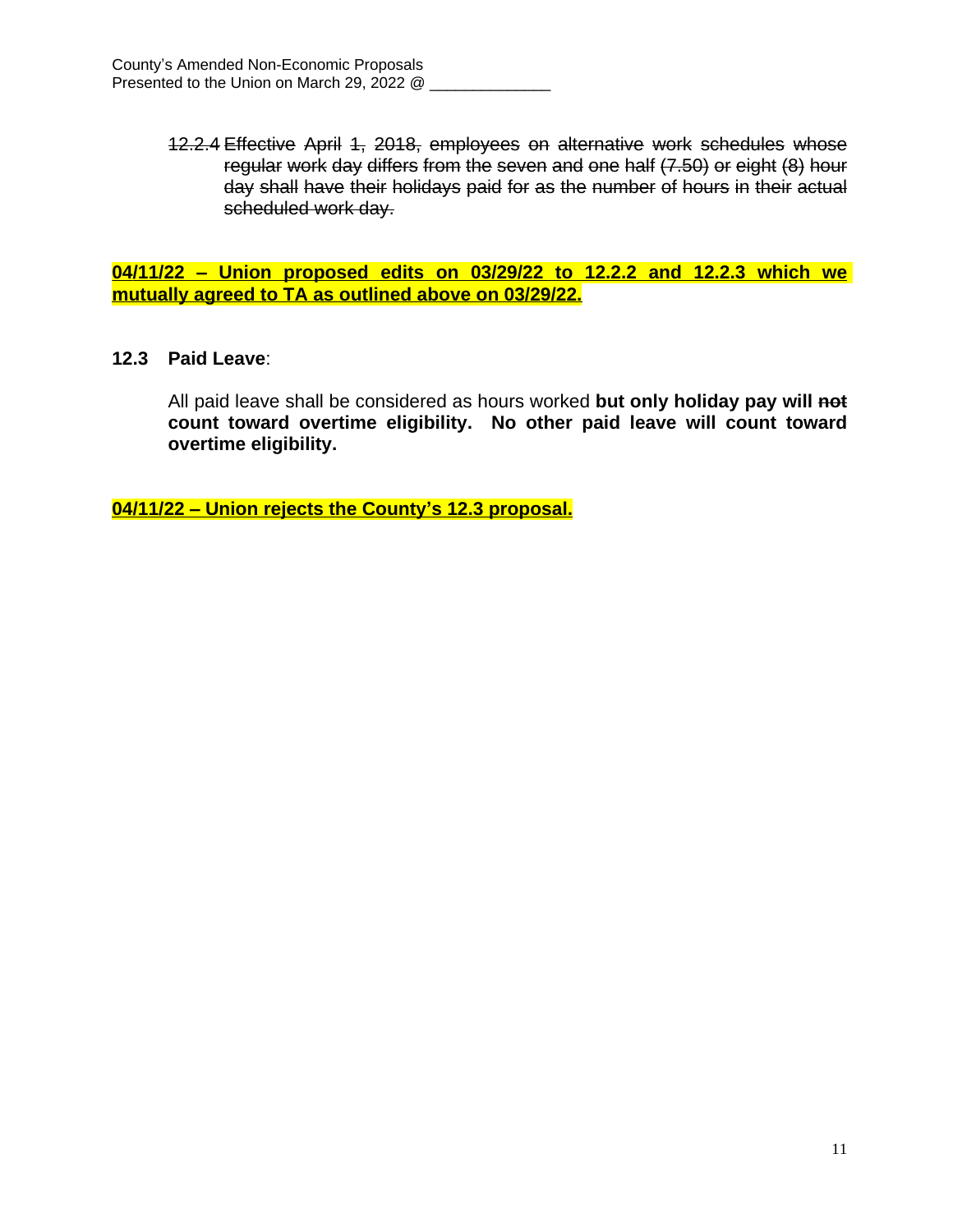~~12.2.4 Effective April 1, 2018, employees on alternative work schedules whose regular work day differs from the seven and one half (7.50) or eight (8) hour day shall have their holidays paid for as the number of hours in their actual scheduled work day.~~

**04/11/22 – Union proposed edits on 03/29/22 to 12.2.2 and 12.2.3 which we mutually agreed to TA as outlined above on 03/29/22.**

**12.3 Paid Leave**:

All paid leave shall be considered as hours worked **but only holiday pay will ~~not~~ count toward overtime eligibility. No other paid leave will count toward overtime eligibility.**

**04/11/22 – Union rejects the County's 12.3 proposal.**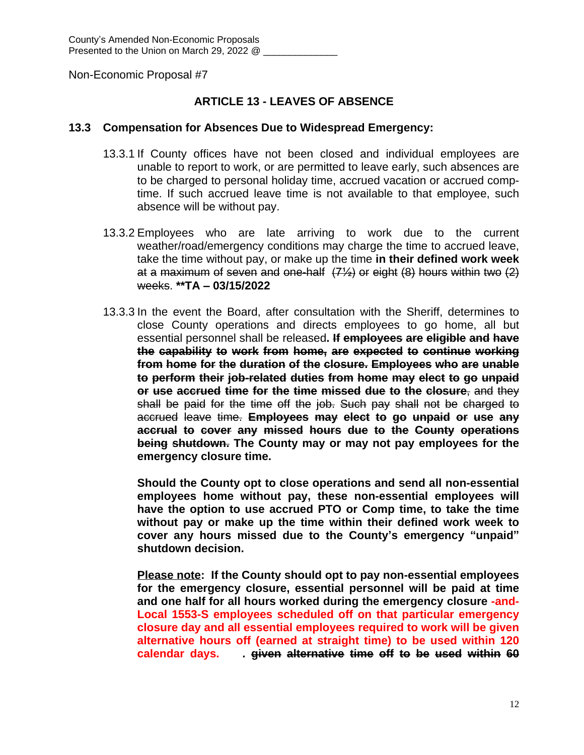County's Amended Non-Economic Proposals
Presented to the Union on March 29, 2022 @ _____________

Non-Economic Proposal #7

## ARTICLE 13 - LEAVES OF ABSENCE

### 13.3 Compensation for Absences Due to Widespread Emergency:

13.3.1 If County offices have not been closed and individual employees are unable to report to work, or are permitted to leave early, such absences are to be charged to personal holiday time, accrued vacation or accrued comp-time. If such accrued leave time is not available to that employee, such absence will be without pay.

13.3.2 Employees who are late arriving to work due to the current weather/road/emergency conditions may charge the time to accrued leave, take the time without pay, or make up the time **in their defined work week** ~~at a maximum of seven and one-half (7½) or eight (8) hours within two (2) weeks~~. **\*\*TA – 03/15/2022**

13.3.3 In the event the Board, after consultation with the Sheriff, determines to close County operations and directs employees to go home, all but essential personnel shall be released**.** **~~If employees are eligible and have the capability to work from home, are expected to continue working from home for the duration of the closure. Employees who are unable to perform their job-related duties from home may elect to go unpaid or use accrued time for the time missed due to the closure~~**~~, and they shall be paid for the time off the job. Such pay shall not be charged to accrued leave time.~~ **~~Employees may elect to go unpaid or use any accrual to cover any missed hours due to the County operations being shutdown.~~ The County may or may not pay employees for the emergency closure time.**

**Should the County opt to close operations and send all non-essential employees home without pay, these non-essential employees will have the option to use accrued PTO or Comp time, to take the time without pay or make up the time within their defined work week to cover any hours missed due to the County's emergency "unpaid" shutdown decision.**

**<u>Please note</u>: If the County should opt to pay non-essential employees for the emergency closure, essential personnel will be paid at time and one half for all hours worked during the emergency closure -and- Local 1553-S employees scheduled off on that particular emergency closure day and all essential employees required to work will be given alternative hours off (earned at straight time) to be used within 120 calendar days. . ~~given alternative time off to be used within 60~~**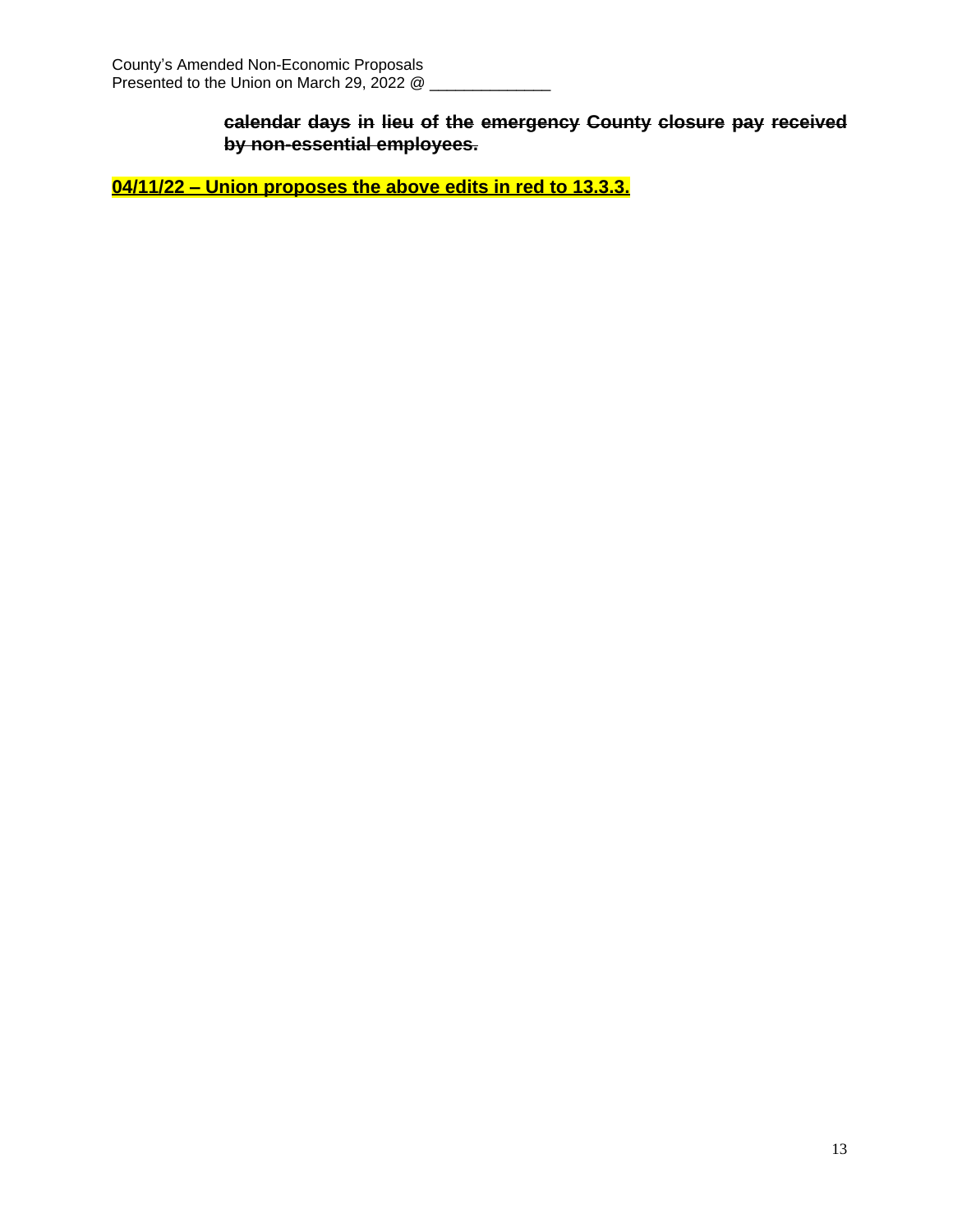~~**calendar days in lieu of the emergency County closure pay received by non-essential employees.**~~

**04/11/22 – Union proposes the above edits in red to 13.3.3.**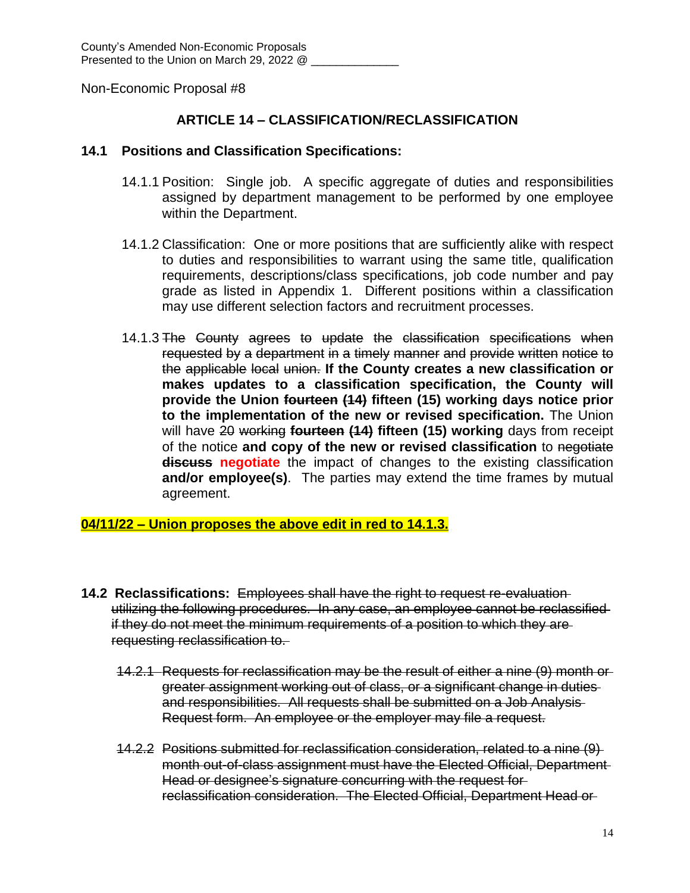County's Amended Non-Economic Proposals
Presented to the Union on March 29, 2022 @ _____________

Non-Economic Proposal #8

## ARTICLE 14 – CLASSIFICATION/RECLASSIFICATION

### 14.1 Positions and Classification Specifications:

14.1.1 Position: Single job. A specific aggregate of duties and responsibilities assigned by department management to be performed by one employee within the Department.

14.1.2 Classification: One or more positions that are sufficiently alike with respect to duties and responsibilities to warrant using the same title, qualification requirements, descriptions/class specifications, job code number and pay grade as listed in Appendix 1. Different positions within a classification may use different selection factors and recruitment processes.

14.1.3 ~~The County agrees to update the classification specifications when requested by a department in a timely manner and provide written notice to the applicable local union.~~ **If the County creates a new classification or makes updates to a classification specification, the County will provide the Union ~~fourteen (14)~~ fifteen (15) working days notice prior to the implementation of the new or revised specification.** The Union will have ~~20 working~~ **~~fourteen (14)~~ fifteen (15) working** days from receipt of the notice **and copy of the new or revised classification** to ~~negotiate~~ **~~discuss~~** **negotiate** the impact of changes to the existing classification **and/or employee(s)**. The parties may extend the time frames by mutual agreement.

**04/11/22 – Union proposes the above edit in red to 14.1.3.**

**14.2 Reclassifications:** ~~Employees shall have the right to request re-evaluation utilizing the following procedures. In any case, an employee cannot be reclassified if they do not meet the minimum requirements of a position to which they are requesting reclassification to.~~

~~14.2.1 Requests for reclassification may be the result of either a nine (9) month or greater assignment working out of class, or a significant change in duties and responsibilities. All requests shall be submitted on a Job Analysis Request form. An employee or the employer may file a request.~~

~~14.2.2 Positions submitted for reclassification consideration, related to a nine (9) month out-of-class assignment must have the Elected Official, Department Head or designee's signature concurring with the request for reclassification consideration. The Elected Official, Department Head or~~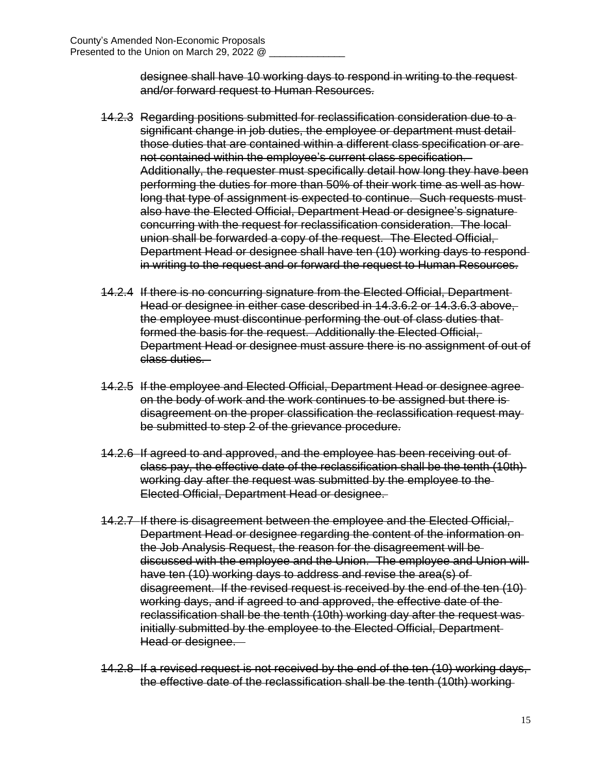~~designee shall have 10 working days to respond in writing to the request and/or forward request to Human Resources.~~

~~14.2.3 Regarding positions submitted for reclassification consideration due to a significant change in job duties, the employee or department must detail those duties that are contained within a different class specification or are not contained within the employee's current class specification. Additionally, the requester must specifically detail how long they have been performing the duties for more than 50% of their work time as well as how long that type of assignment is expected to continue. Such requests must also have the Elected Official, Department Head or designee's signature concurring with the request for reclassification consideration. The local union shall be forwarded a copy of the request. The Elected Official, Department Head or designee shall have ten (10) working days to respond in writing to the request and or forward the request to Human Resources.~~

~~14.2.4 If there is no concurring signature from the Elected Official, Department Head or designee in either case described in 14.3.6.2 or 14.3.6.3 above, the employee must discontinue performing the out of class duties that formed the basis for the request. Additionally the Elected Official, Department Head or designee must assure there is no assignment of out of class duties.~~

~~14.2.5 If the employee and Elected Official, Department Head or designee agree on the body of work and the work continues to be assigned but there is disagreement on the proper classification the reclassification request may be submitted to step 2 of the grievance procedure.~~

~~14.2.6 If agreed to and approved, and the employee has been receiving out of class pay, the effective date of the reclassification shall be the tenth (10th) working day after the request was submitted by the employee to the Elected Official, Department Head or designee.~~

~~14.2.7 If there is disagreement between the employee and the Elected Official, Department Head or designee regarding the content of the information on the Job Analysis Request, the reason for the disagreement will be discussed with the employee and the Union. The employee and Union will have ten (10) working days to address and revise the area(s) of disagreement. If the revised request is received by the end of the ten (10) working days, and if agreed to and approved, the effective date of the reclassification shall be the tenth (10th) working day after the request was initially submitted by the employee to the Elected Official, Department Head or designee.~~

~~14.2.8 If a revised request is not received by the end of the ten (10) working days, the effective date of the reclassification shall be the tenth (10th) working~~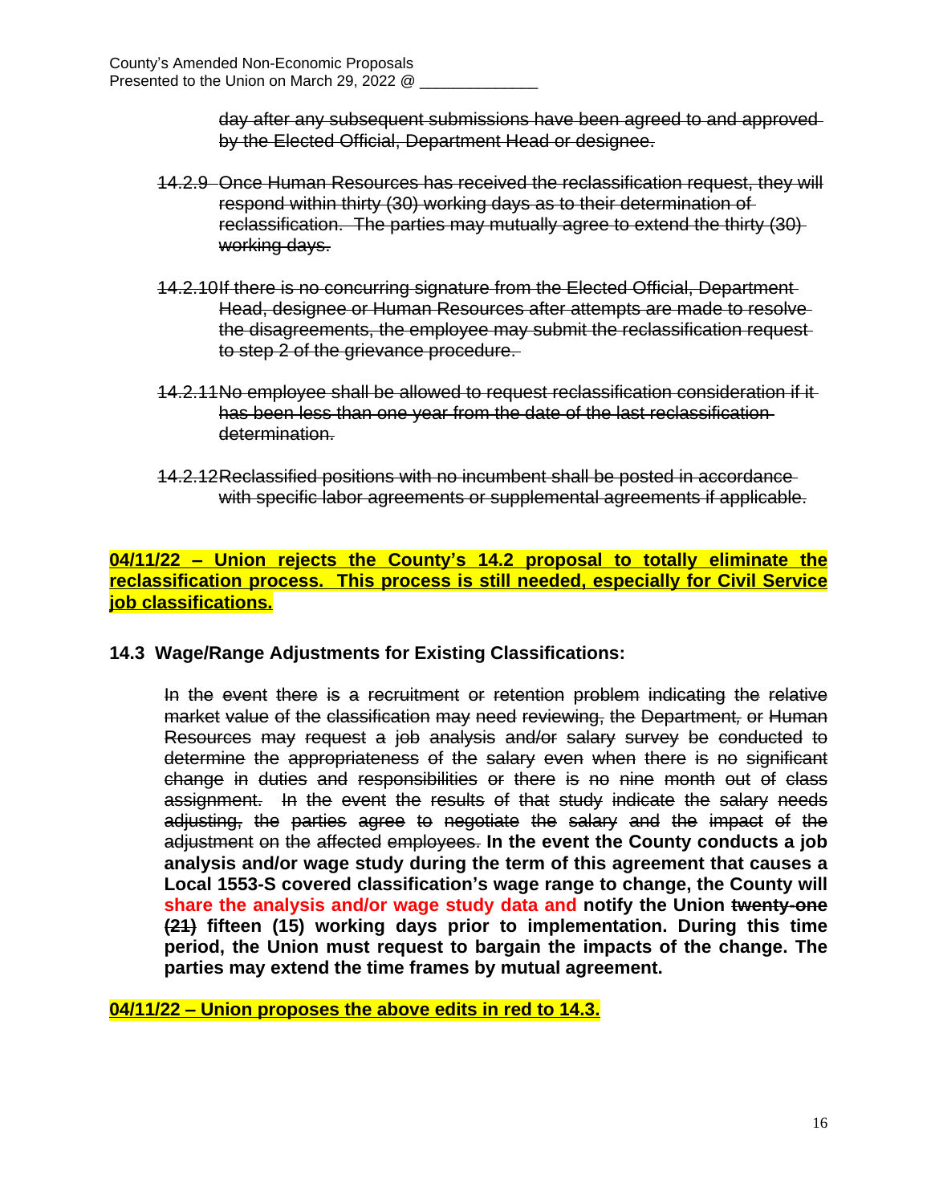~~day after any subsequent submissions have been agreed to and approved by the Elected Official, Department Head or designee.~~

~~14.2.9 Once Human Resources has received the reclassification request, they will respond within thirty (30) working days as to their determination of reclassification. The parties may mutually agree to extend the thirty (30) working days.~~

~~14.2.10 If there is no concurring signature from the Elected Official, Department Head, designee or Human Resources after attempts are made to resolve the disagreements, the employee may submit the reclassification request to step 2 of the grievance procedure.~~

~~14.2.11 No employee shall be allowed to request reclassification consideration if it has been less than one year from the date of the last reclassification determination.~~

~~14.2.12 Reclassified positions with no incumbent shall be posted in accordance with specific labor agreements or supplemental agreements if applicable.~~

**04/11/22 – Union rejects the County's 14.2 proposal to totally eliminate the reclassification process. This process is still needed, especially for Civil Service job classifications.**

### 14.3 Wage/Range Adjustments for Existing Classifications:

~~In the event there is a recruitment or retention problem indicating the relative market value of the classification may need reviewing, the Department, or Human Resources may request a job analysis and/or salary survey be conducted to determine the appropriateness of the salary even when there is no significant change in duties and responsibilities or there is no nine month out of class assignment. In the event the results of that study indicate the salary needs adjusting, the parties agree to negotiate the salary and the impact of the adjustment on the affected employees.~~ **In the event the County conducts a job analysis and/or wage study during the term of this agreement that causes a Local 1553-S covered classification's wage range to change, the County will share the analysis and/or wage study data and notify the Union ~~twenty-one (21)~~ fifteen (15) working days prior to implementation. During this time period, the Union must request to bargain the impacts of the change. The parties may extend the time frames by mutual agreement.**

**04/11/22 – Union proposes the above edits in red to 14.3.**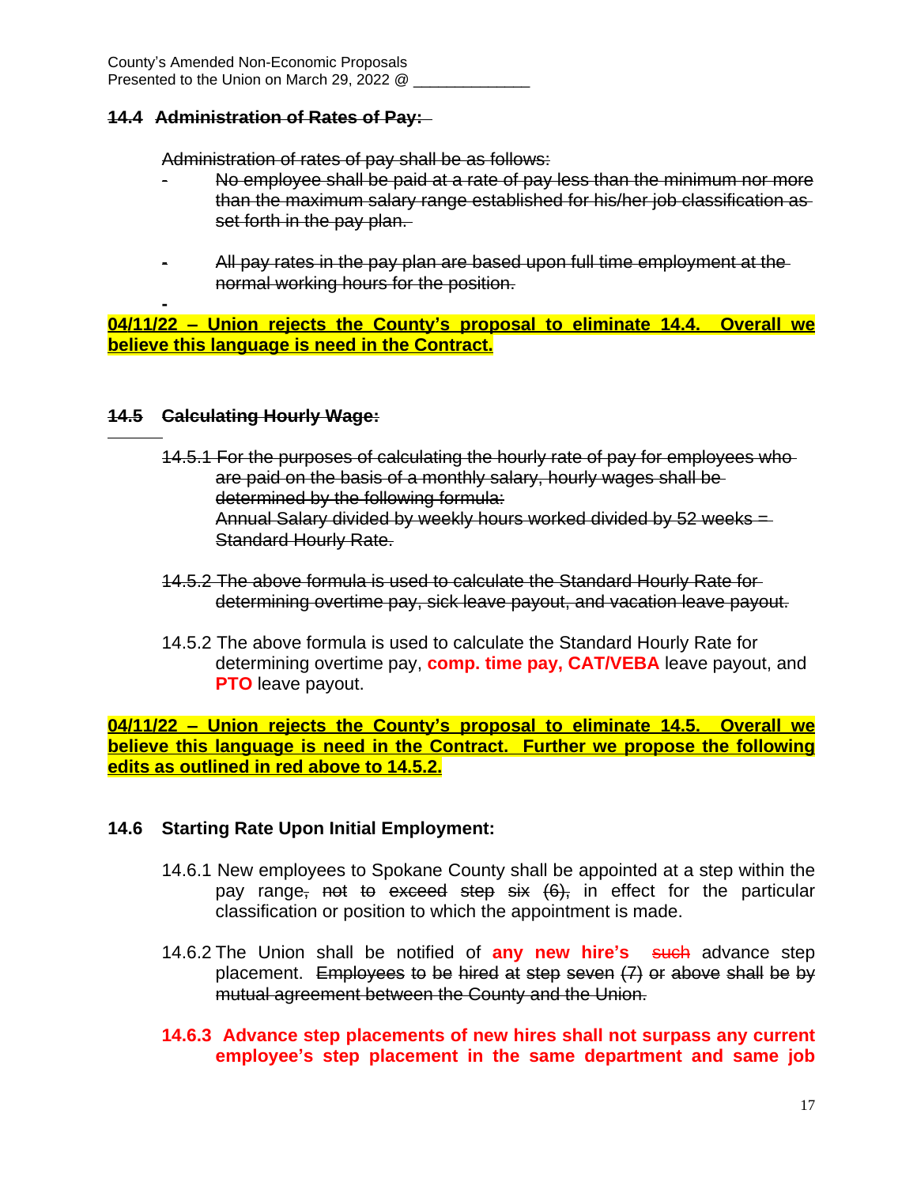County's Amended Non-Economic Proposals
Presented to the Union on March 29, 2022 @ ______________

## ~~14.4 Administration of Rates of Pay:~~

~~Administration of rates of pay shall be as follows:~~

- ~~No employee shall be paid at a rate of pay less than the minimum nor more than the maximum salary range established for his/her job classification as set forth in the pay plan.~~
- ~~All pay rates in the pay plan are based upon full time employment at the normal working hours for the position.~~
-

**04/11/22 – Union rejects the County's proposal to eliminate 14.4. Overall we believe this language is need in the Contract.**

## ~~14.5 Calculating Hourly Wage:~~

~~14.5.1 For the purposes of calculating the hourly rate of pay for employees who are paid on the basis of a monthly salary, hourly wages shall be determined by the following formula:~~
~~Annual Salary divided by weekly hours worked divided by 52 weeks = Standard Hourly Rate.~~

~~14.5.2 The above formula is used to calculate the Standard Hourly Rate for determining overtime pay, sick leave payout, and vacation leave payout.~~

14.5.2 The above formula is used to calculate the Standard Hourly Rate for determining overtime pay, **comp. time pay, CAT/VEBA** leave payout, and **PTO** leave payout.

**04/11/22 – Union rejects the County's proposal to eliminate 14.5. Overall we believe this language is need in the Contract. Further we propose the following edits as outlined in red above to 14.5.2.**

## 14.6 Starting Rate Upon Initial Employment:

14.6.1 New employees to Spokane County shall be appointed at a step within the pay range~~, not to exceed step six (6),~~ in effect for the particular classification or position to which the appointment is made.

14.6.2 The Union shall be notified of **any new hire's** ~~such~~ advance step placement. ~~Employees to be hired at step seven (7) or above shall be by mutual agreement between the County and the Union.~~

**14.6.3 Advance step placements of new hires shall not surpass any current employee's step placement in the same department and same job**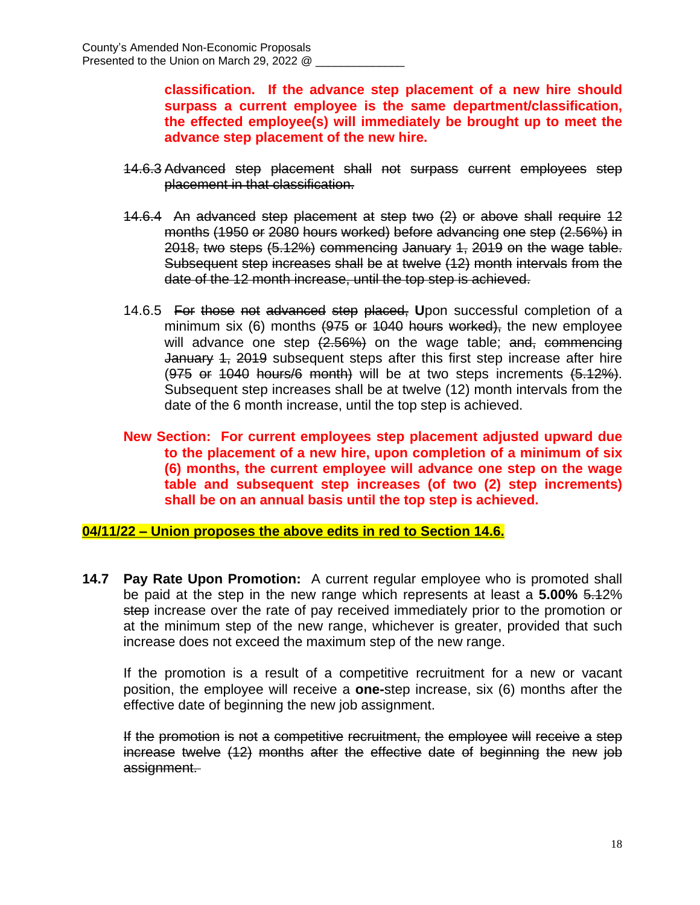**classification. If the advance step placement of a new hire should surpass a current employee is the same department/classification, the effected employee(s) will immediately be brought up to meet the advance step placement of the new hire.**

~~14.6.3 Advanced step placement shall not surpass current employees step placement in that classification.~~

~~14.6.4 An advanced step placement at step two (2) or above shall require 12 months (1950 or 2080 hours worked) before advancing one step (2.56%) in 2018, two steps (5.12%) commencing January 1, 2019 on the wage table. Subsequent step increases shall be at twelve (12) month intervals from the date of the 12 month increase, until the top step is achieved.~~

14.6.5 ~~For those not advanced step placed,~~ **U**pon successful completion of a minimum six (6) months ~~(975 or 1040 hours worked),~~ the new employee will advance one step ~~(2.56%)~~ on the wage table; ~~and, commencing January 1, 2019~~ subsequent steps after this first step increase after hire (~~975 or 1040 hours/6 month~~) will be at two steps increments ~~(5.12%)~~. Subsequent step increases shall be at twelve (12) month intervals from the date of the 6 month increase, until the top step is achieved.

**New Section: For current employees step placement adjusted upward due to the placement of a new hire, upon completion of a minimum of six (6) months, the current employee will advance one step on the wage table and subsequent step increases (of two (2) step increments) shall be on an annual basis until the top step is achieved.**

**04/11/22 – Union proposes the above edits in red to Section 14.6.**

**14.7 Pay Rate Upon Promotion:** A current regular employee who is promoted shall be paid at the step in the new range which represents at least a **5.00%** ~~5.12~~% ~~step~~ increase over the rate of pay received immediately prior to the promotion or at the minimum step of the new range, whichever is greater, provided that such increase does not exceed the maximum step of the new range.

If the promotion is a result of a competitive recruitment for a new or vacant position, the employee will receive a **one-**step increase, six (6) months after the effective date of beginning the new job assignment.

~~If the promotion is not a competitive recruitment, the employee will receive a step increase twelve (12) months after the effective date of beginning the new job assignment.~~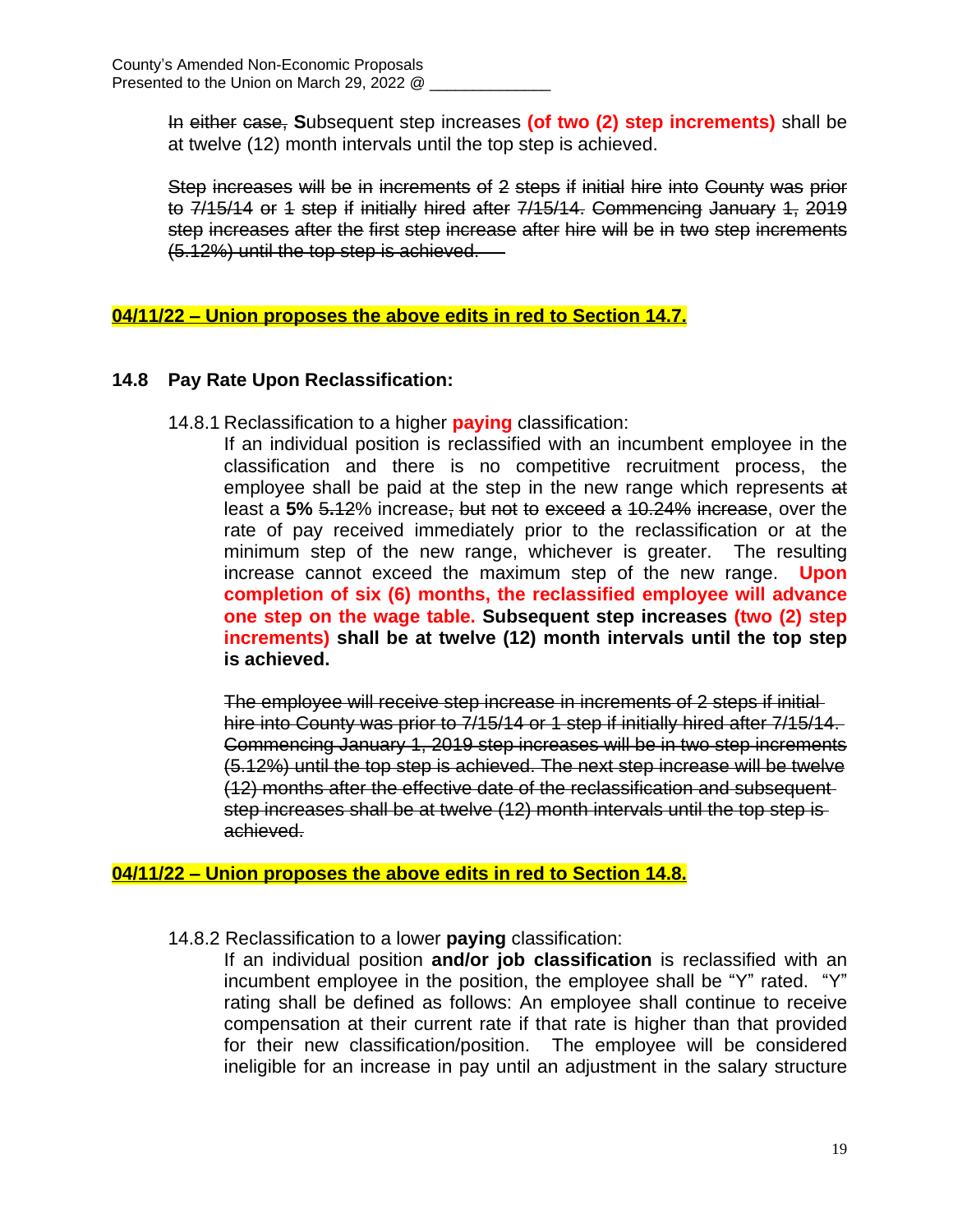~~In either case,~~ **S**ubsequent step increases **(of two (2) step increments)** shall be at twelve (12) month intervals until the top step is achieved.

~~Step increases will be in increments of 2 steps if initial hire into County was prior to 7/15/14 or 1 step if initially hired after 7/15/14. Commencing January 1, 2019 step increases after the first step increase after hire will be in two step increments (5.12%) until the top step is achieved.~~

**04/11/22 – Union proposes the above edits in red to Section 14.7.**

## 14.8 Pay Rate Upon Reclassification:

14.8.1 Reclassification to a higher **paying** classification:

If an individual position is reclassified with an incumbent employee in the classification and there is no competitive recruitment process, the employee shall be paid at the step in the new range which represents ~~at~~ least a **5%** ~~5.12~~% increase~~, but not to exceed a 10.24% increase~~, over the rate of pay received immediately prior to the reclassification or at the minimum step of the new range, whichever is greater. The resulting increase cannot exceed the maximum step of the new range. **Upon completion of six (6) months, the reclassified employee will advance one step on the wage table. Subsequent step increases (two (2) step increments) shall be at twelve (12) month intervals until the top step is achieved.**

~~The employee will receive step increase in increments of 2 steps if initial hire into County was prior to 7/15/14 or 1 step if initially hired after 7/15/14. Commencing January 1, 2019 step increases will be in two step increments (5.12%) until the top step is achieved. The next step increase will be twelve (12) months after the effective date of the reclassification and subsequent step increases shall be at twelve (12) month intervals until the top step is achieved.~~

**04/11/22 – Union proposes the above edits in red to Section 14.8.**

14.8.2 Reclassification to a lower **paying** classification:

If an individual position **and/or job classification** is reclassified with an incumbent employee in the position, the employee shall be "Y" rated. "Y" rating shall be defined as follows: An employee shall continue to receive compensation at their current rate if that rate is higher than that provided for their new classification/position. The employee will be considered ineligible for an increase in pay until an adjustment in the salary structure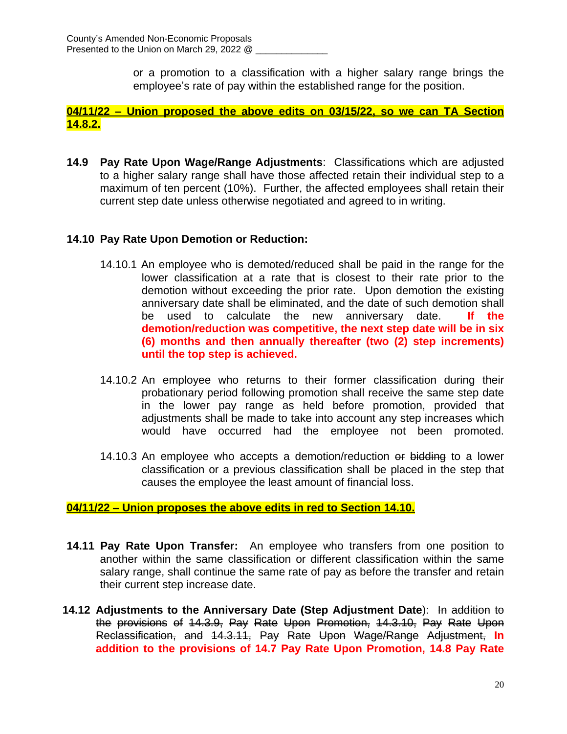or a promotion to a classification with a higher salary range brings the employee's rate of pay within the established range for the position.

**04/11/22 – Union proposed the above edits on 03/15/22, so we can TA Section 14.8.2.**

**14.9 Pay Rate Upon Wage/Range Adjustments**: Classifications which are adjusted to a higher salary range shall have those affected retain their individual step to a maximum of ten percent (10%). Further, the affected employees shall retain their current step date unless otherwise negotiated and agreed to in writing.

**14.10 Pay Rate Upon Demotion or Reduction:**

14.10.1 An employee who is demoted/reduced shall be paid in the range for the lower classification at a rate that is closest to their rate prior to the demotion without exceeding the prior rate. Upon demotion the existing anniversary date shall be eliminated, and the date of such demotion shall be used to calculate the new anniversary date. **If the demotion/reduction was competitive, the next step date will be in six (6) months and then annually thereafter (two (2) step increments) until the top step is achieved.**

14.10.2 An employee who returns to their former classification during their probationary period following promotion shall receive the same step date in the lower pay range as held before promotion, provided that adjustments shall be made to take into account any step increases which would have occurred had the employee not been promoted.

14.10.3 An employee who accepts a demotion/reduction ~~or bidding~~ to a lower classification or a previous classification shall be placed in the step that causes the employee the least amount of financial loss.

**04/11/22 – Union proposes the above edits in red to Section 14.10.**

**14.11 Pay Rate Upon Transfer:** An employee who transfers from one position to another within the same classification or different classification within the same salary range, shall continue the same rate of pay as before the transfer and retain their current step increase date.

**14.12 Adjustments to the Anniversary Date (Step Adjustment Date)**: ~~In addition to the provisions of 14.3.9, Pay Rate Upon Promotion, 14.3.10, Pay Rate Upon Reclassification, and 14.3.11, Pay Rate Upon Wage/Range Adjustment,~~ **In addition to the provisions of 14.7 Pay Rate Upon Promotion, 14.8 Pay Rate**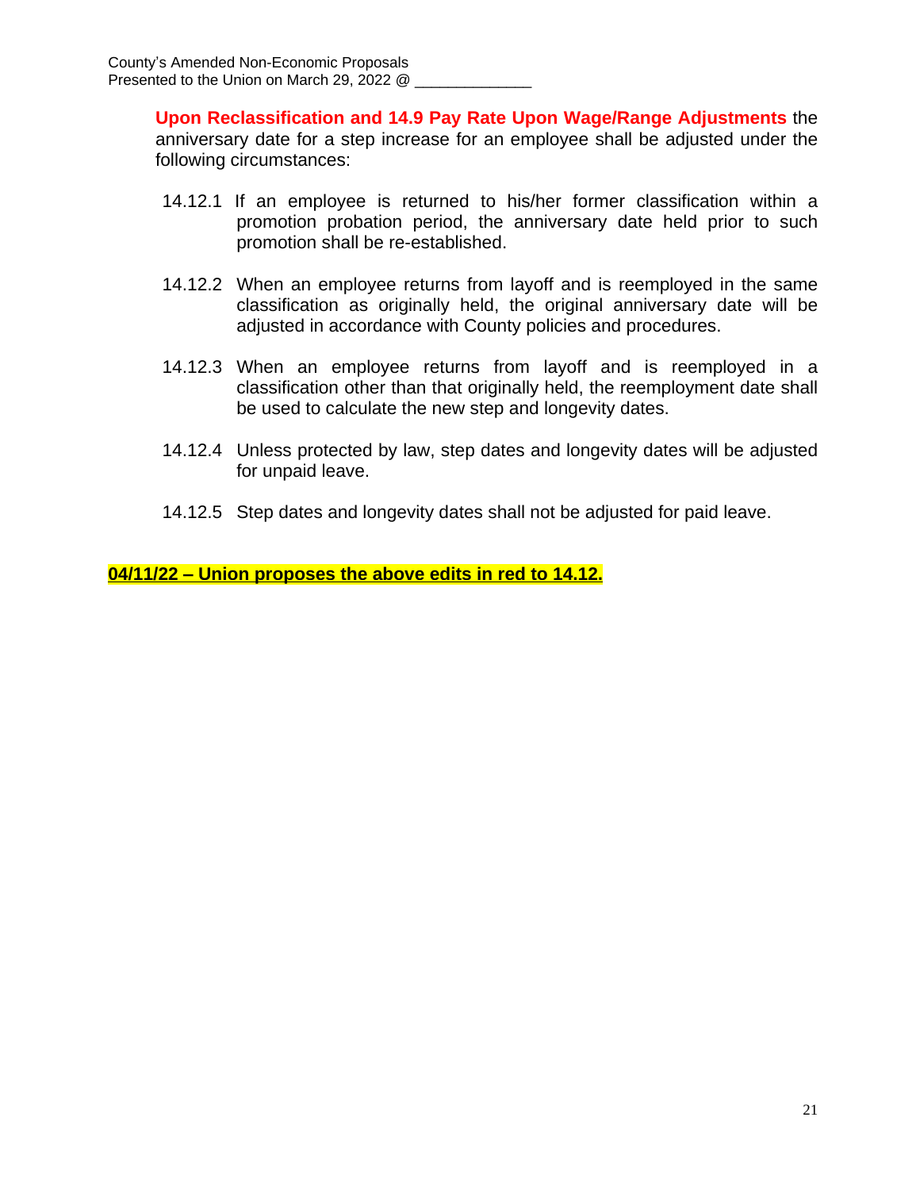**Upon Reclassification and 14.9 Pay Rate Upon Wage/Range Adjustments** the anniversary date for a step increase for an employee shall be adjusted under the following circumstances:

14.12.1 If an employee is returned to his/her former classification within a promotion probation period, the anniversary date held prior to such promotion shall be re-established.

14.12.2 When an employee returns from layoff and is reemployed in the same classification as originally held, the original anniversary date will be adjusted in accordance with County policies and procedures.

14.12.3 When an employee returns from layoff and is reemployed in a classification other than that originally held, the reemployment date shall be used to calculate the new step and longevity dates.

14.12.4 Unless protected by law, step dates and longevity dates will be adjusted for unpaid leave.

14.12.5 Step dates and longevity dates shall not be adjusted for paid leave.

**04/11/22 – Union proposes the above edits in red to 14.12.**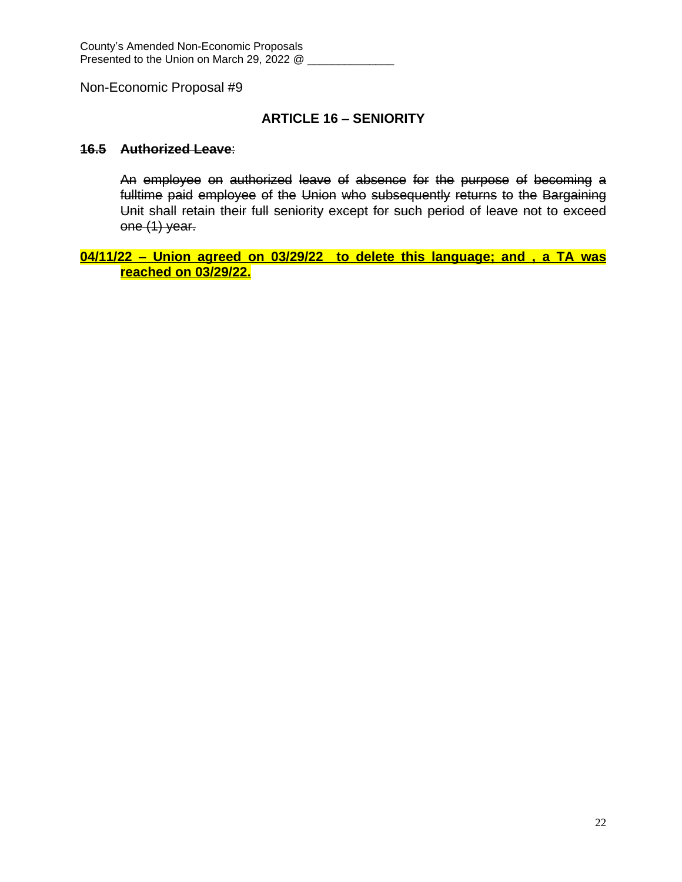County's Amended Non-Economic Proposals
Presented to the Union on March 29, 2022 @ ______________

Non-Economic Proposal #9

## ARTICLE 16 – SENIORITY

~~**16.5 Authorized Leave**~~:

~~An employee on authorized leave of absence for the purpose of becoming a fulltime paid employee of the Union who subsequently returns to the Bargaining Unit shall retain their full seniority except for such period of leave not to exceed one (1) year.~~

**<u>04/11/22 – Union agreed on 03/29/22 to delete this language; and , a TA was reached on 03/29/22.</u>**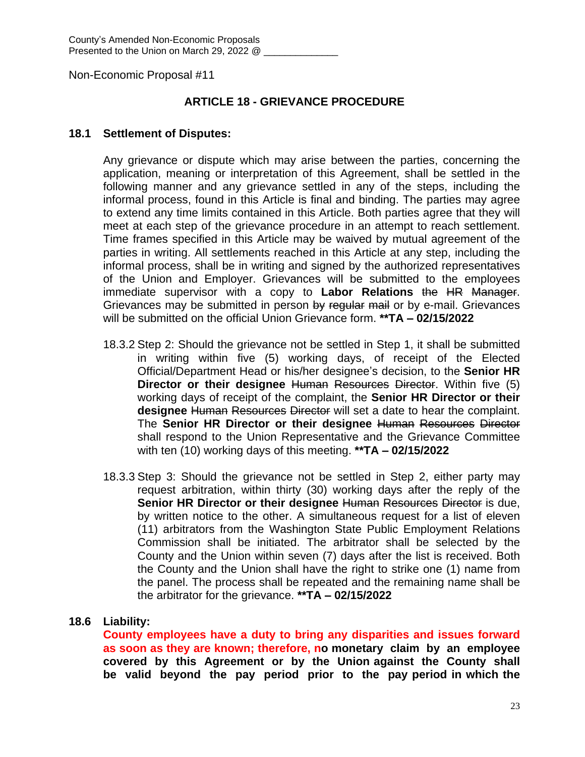County's Amended Non-Economic Proposals
Presented to the Union on March 29, 2022 @ ______________

Non-Economic Proposal #11

## ARTICLE 18 - GRIEVANCE PROCEDURE

### 18.1 Settlement of Disputes:

Any grievance or dispute which may arise between the parties, concerning the application, meaning or interpretation of this Agreement, shall be settled in the following manner and any grievance settled in any of the steps, including the informal process, found in this Article is final and binding. The parties may agree to extend any time limits contained in this Article. Both parties agree that they will meet at each step of the grievance procedure in an attempt to reach settlement. Time frames specified in this Article may be waived by mutual agreement of the parties in writing. All settlements reached in this Article at any step, including the informal process, shall be in writing and signed by the authorized representatives of the Union and Employer. Grievances will be submitted to the employees immediate supervisor with a copy to **Labor Relations** ~~the HR Manager~~. Grievances may be submitted in person ~~by regular mail~~ or by e-mail. Grievances will be submitted on the official Union Grievance form. **\*\*TA – 02/15/2022**

18.3.2 Step 2: Should the grievance not be settled in Step 1, it shall be submitted in writing within five (5) working days, of receipt of the Elected Official/Department Head or his/her designee's decision, to the **Senior HR Director or their designee** ~~Human Resources Director~~. Within five (5) working days of receipt of the complaint, the **Senior HR Director or their designee** ~~Human Resources Director~~ will set a date to hear the complaint. The **Senior HR Director or their designee** ~~Human Resources Director~~ shall respond to the Union Representative and the Grievance Committee with ten (10) working days of this meeting. **\*\*TA – 02/15/2022**

18.3.3 Step 3: Should the grievance not be settled in Step 2, either party may request arbitration, within thirty (30) working days after the reply of the **Senior HR Director or their designee** ~~Human Resources Director~~ is due, by written notice to the other. A simultaneous request for a list of eleven (11) arbitrators from the Washington State Public Employment Relations Commission shall be initiated. The arbitrator shall be selected by the County and the Union within seven (7) days after the list is received. Both the County and the Union shall have the right to strike one (1) name from the panel. The process shall be repeated and the remaining name shall be the arbitrator for the grievance. **\*\*TA – 02/15/2022**

### 18.6 Liability:

**County employees have a duty to bring any disparities and issues forward as soon as they are known; therefore, no monetary claim by an employee covered by this Agreement or by the Union against the County shall be valid beyond the pay period prior to the pay period in which the**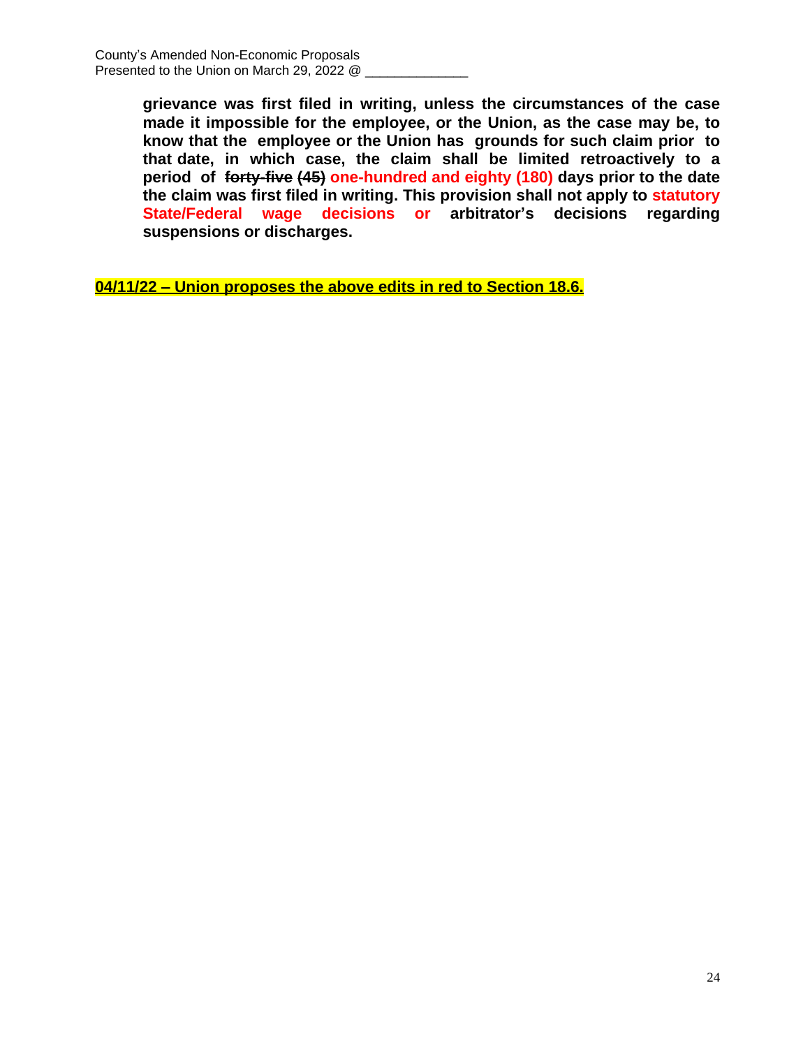**grievance was first filed in writing, unless the circumstances of the case made it impossible for the employee, or the Union, as the case may be, to know that the employee or the Union has grounds for such claim prior to that date, in which case, the claim shall be limited retroactively to a period of ~~forty-five (45)~~ one-hundred and eighty (180) days prior to the date the claim was first filed in writing. This provision shall not apply to statutory State/Federal wage decisions or arbitrator's decisions regarding suspensions or discharges.**

**04/11/22 – Union proposes the above edits in red to Section 18.6.**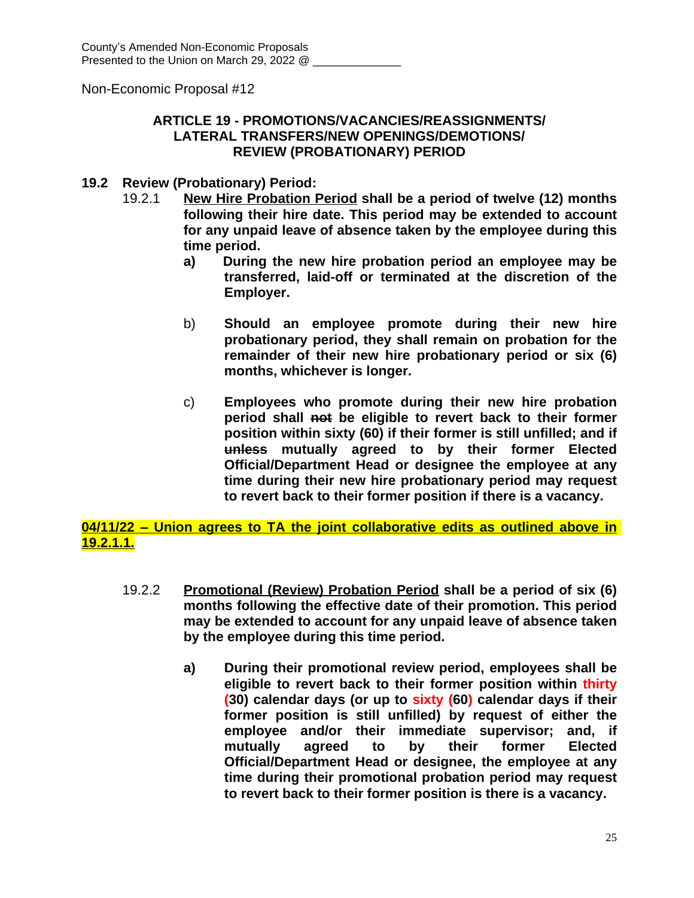County's Amended Non-Economic Proposals
Presented to the Union on March 29, 2022 @ ______________

Non-Economic Proposal #12

## ARTICLE 19 - PROMOTIONS/VACANCIES/REASSIGNMENTS/ LATERAL TRANSFERS/NEW OPENINGS/DEMOTIONS/ REVIEW (PROBATIONARY) PERIOD

**19.2 Review (Probationary) Period:**

19.2.1 **<u>New Hire Probation Period</u> shall be a period of twelve (12) months following their hire date. This period may be extended to account for any unpaid leave of absence taken by the employee during this time period.**

**a) During the new hire probation period an employee may be transferred, laid-off or terminated at the discretion of the Employer.**

b) **Should an employee promote during their new hire probationary period, they shall remain on probation for the remainder of their new hire probationary period or six (6) months, whichever is longer.**

c) **Employees who promote during their new hire probation period shall ~~not~~ be eligible to revert back to their former position within sixty (60) if their former is still unfilled; and if ~~unless~~ mutually agreed to by their former Elected Official/Department Head or designee the employee at any time during their new hire probationary period may request to revert back to their former position if there is a vacancy.**

**<u>04/11/22 – Union agrees to TA the joint collaborative edits as outlined above in 19.2.1.1.</u>**

19.2.2 **<u>Promotional (Review) Probation Period</u> shall be a period of six (6) months following the effective date of their promotion. This period may be extended to account for any unpaid leave of absence taken by the employee during this time period.**

**a) During their promotional review period, employees shall be eligible to revert back to their former position within thirty (30) calendar days (or up to sixty (60) calendar days if their former position is still unfilled) by request of either the employee and/or their immediate supervisor; and, if mutually agreed to by their former Elected Official/Department Head or designee, the employee at any time during their promotional probation period may request to revert back to their former position is there is a vacancy.**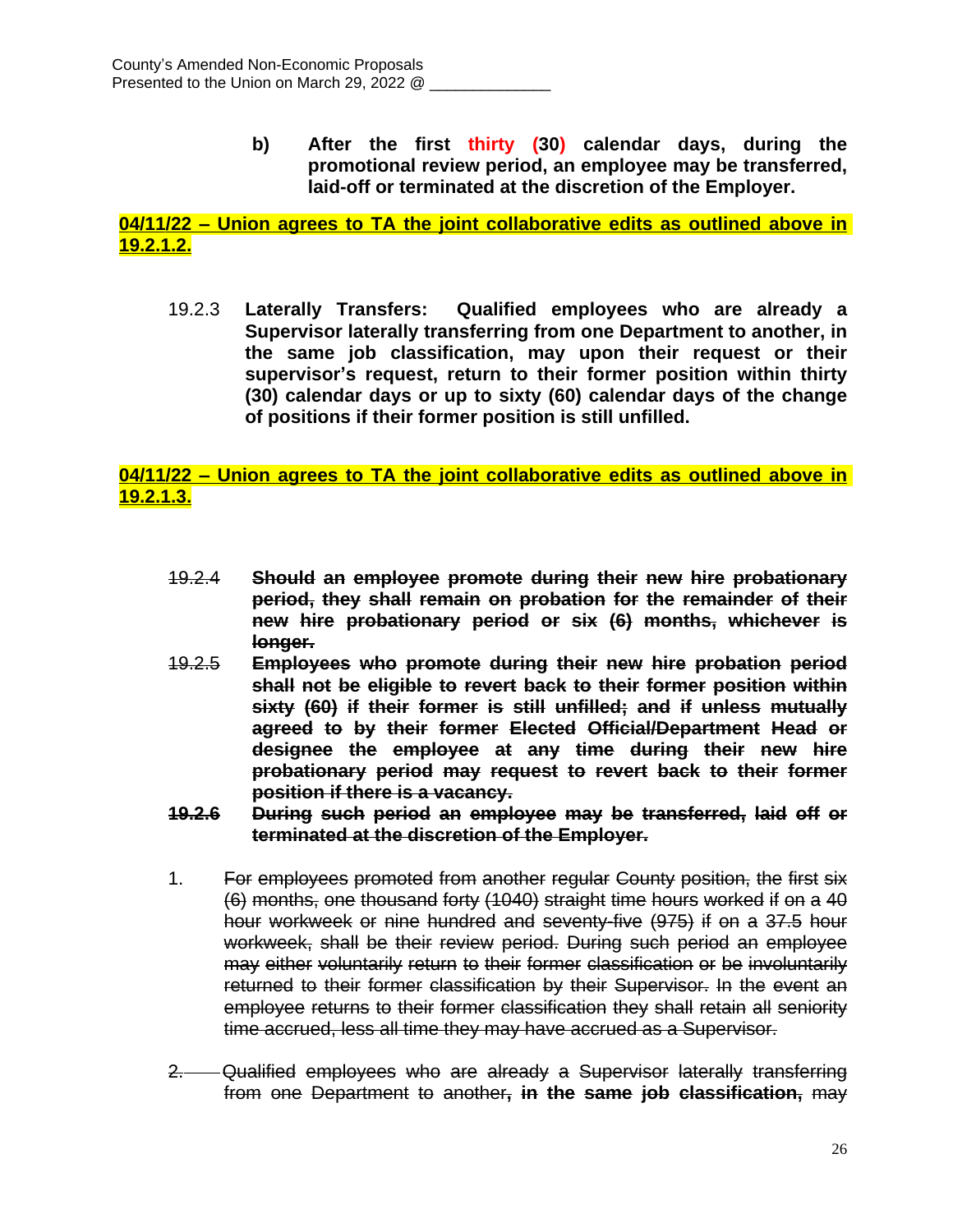**b) After the first thirty (30) calendar days, during the promotional review period, an employee may be transferred, laid-off or terminated at the discretion of the Employer.**

**04/11/22 – Union agrees to TA the joint collaborative edits as outlined above in 19.2.1.2.**

19.2.3 **Laterally Transfers: Qualified employees who are already a Supervisor laterally transferring from one Department to another, in the same job classification, may upon their request or their supervisor's request, return to their former position within thirty (30) calendar days or up to sixty (60) calendar days of the change of positions if their former position is still unfilled.**

**04/11/22 – Union agrees to TA the joint collaborative edits as outlined above in 19.2.1.3.**

~~19.2.4~~ ~~**Should an employee promote during their new hire probationary period, they shall remain on probation for the remainder of their new hire probationary period or six (6) months, whichever is longer.**~~

~~19.2.5~~ ~~**Employees who promote during their new hire probation period shall not be eligible to revert back to their former position within sixty (60) if their former is still unfilled; and if unless mutually agreed to by their former Elected Official/Department Head or designee the employee at any time during their new hire probationary period may request to revert back to their former position if there is a vacancy.**~~

~~**19.2.6**~~ ~~**During such period an employee may be transferred, laid off or terminated at the discretion of the Employer.**~~

1. ~~For employees promoted from another regular County position, the first six (6) months, one thousand forty (1040) straight time hours worked if on a 40 hour workweek or nine hundred and seventy-five (975) if on a 37.5 hour workweek, shall be their review period. During such period an employee may either voluntarily return to their former classification or be involuntarily returned to their former classification by their Supervisor. In the event an employee returns to their former classification they shall retain all seniority time accrued, less all time they may have accrued as a Supervisor.~~

2. ~~Qualified employees who are already a Supervisor laterally transferring from one Department to another~~**, in the same job classification,** ~~may~~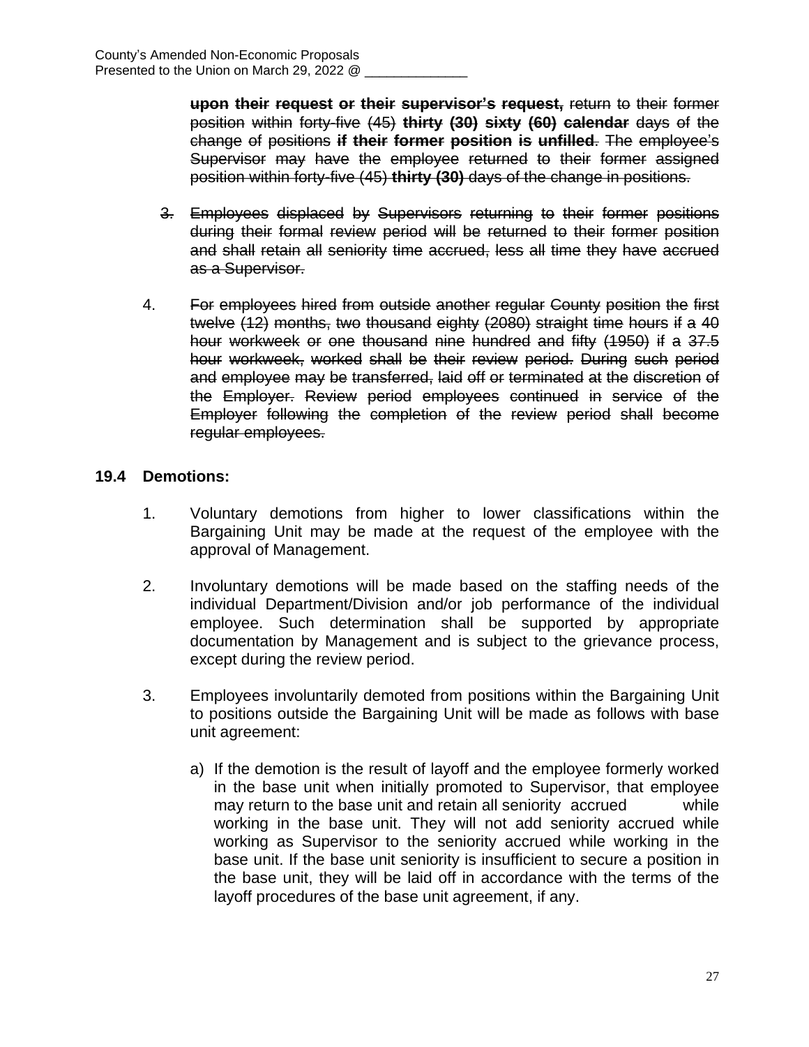upon their request or their supervisor's request, return to their former position within forty-five (45) thirty (30) sixty (60) calendar days of the change of positions if their former position is unfilled. The employee's Supervisor may have the employee returned to their former assigned position within forty-five (45) thirty (30) days of the change in positions.

3. Employees displaced by Supervisors returning to their former positions during their formal review period will be returned to their former position and shall retain all seniority time accrued, less all time they have accrued as a Supervisor.

4. For employees hired from outside another regular County position the first twelve (12) months, two thousand eighty (2080) straight time hours if a 40 hour workweek or one thousand nine hundred and fifty (1950) if a 37.5 hour workweek, worked shall be their review period. During such period and employee may be transferred, laid off or terminated at the discretion of the Employer. Review period employees continued in service of the Employer following the completion of the review period shall become regular employees.

## 19.4 Demotions:

1. Voluntary demotions from higher to lower classifications within the Bargaining Unit may be made at the request of the employee with the approval of Management.

2. Involuntary demotions will be made based on the staffing needs of the individual Department/Division and/or job performance of the individual employee. Such determination shall be supported by appropriate documentation by Management and is subject to the grievance process, except during the review period.

3. Employees involuntarily demoted from positions within the Bargaining Unit to positions outside the Bargaining Unit will be made as follows with base unit agreement:

   a) If the demotion is the result of layoff and the employee formerly worked in the base unit when initially promoted to Supervisor, that employee may return to the base unit and retain all seniority accrued while working in the base unit. They will not add seniority accrued while working as Supervisor to the seniority accrued while working in the base unit. If the base unit seniority is insufficient to secure a position in the base unit, they will be laid off in accordance with the terms of the layoff procedures of the base unit agreement, if any.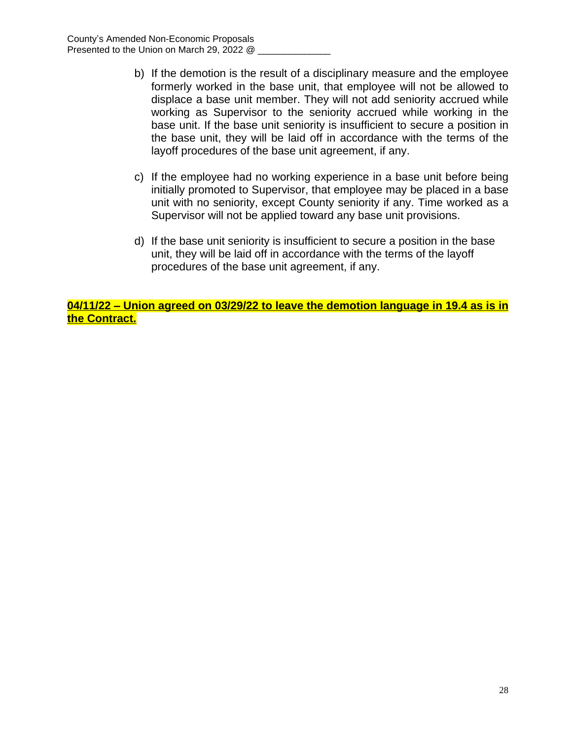b) If the demotion is the result of a disciplinary measure and the employee formerly worked in the base unit, that employee will not be allowed to displace a base unit member. They will not add seniority accrued while working as Supervisor to the seniority accrued while working in the base unit. If the base unit seniority is insufficient to secure a position in the base unit, they will be laid off in accordance with the terms of the layoff procedures of the base unit agreement, if any.

c) If the employee had no working experience in a base unit before being initially promoted to Supervisor, that employee may be placed in a base unit with no seniority, except County seniority if any. Time worked as a Supervisor will not be applied toward any base unit provisions.

d) If the base unit seniority is insufficient to secure a position in the base unit, they will be laid off in accordance with the terms of the layoff procedures of the base unit agreement, if any.

**04/11/22 – Union agreed on 03/29/22 to leave the demotion language in 19.4 as is in the Contract.**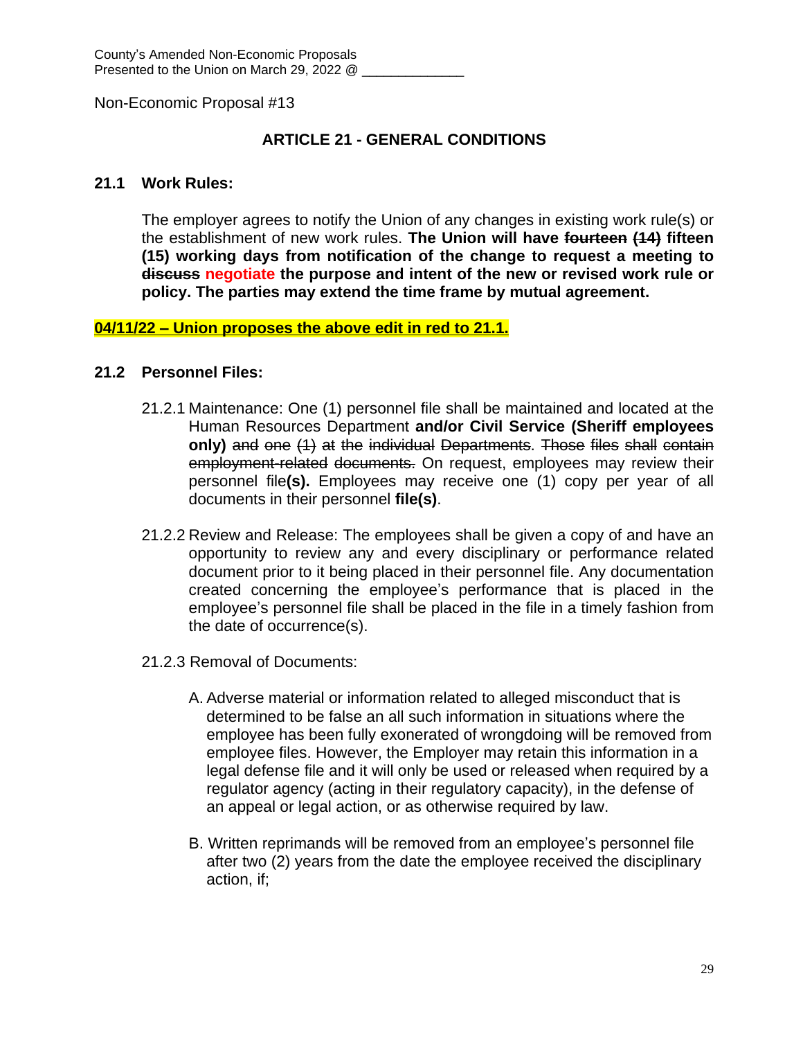County's Amended Non-Economic Proposals
Presented to the Union on March 29, 2022 @ ______________

Non-Economic Proposal #13

## ARTICLE 21 - GENERAL CONDITIONS

### 21.1 Work Rules:

The employer agrees to notify the Union of any changes in existing work rule(s) or the establishment of new work rules. **The Union will have ~~fourteen (14)~~ fifteen (15) working days from notification of the change to request a meeting to ~~discuss~~ negotiate the purpose and intent of the new or revised work rule or policy. The parties may extend the time frame by mutual agreement.**

**04/11/22 – Union proposes the above edit in red to 21.1.**

### 21.2 Personnel Files:

21.2.1 Maintenance: One (1) personnel file shall be maintained and located at the Human Resources Department **and/or Civil Service (Sheriff employees only)** ~~and one (1) at the individual Departments. Those files shall contain employment-related documents.~~ On request, employees may review their personnel file**(s).** Employees may receive one (1) copy per year of all documents in their personnel **file(s)**.

21.2.2 Review and Release: The employees shall be given a copy of and have an opportunity to review any and every disciplinary or performance related document prior to it being placed in their personnel file. Any documentation created concerning the employee's performance that is placed in the employee's personnel file shall be placed in the file in a timely fashion from the date of occurrence(s).

21.2.3 Removal of Documents:

A. Adverse material or information related to alleged misconduct that is determined to be false an all such information in situations where the employee has been fully exonerated of wrongdoing will be removed from employee files. However, the Employer may retain this information in a legal defense file and it will only be used or released when required by a regulator agency (acting in their regulatory capacity), in the defense of an appeal or legal action, or as otherwise required by law.

B. Written reprimands will be removed from an employee's personnel file after two (2) years from the date the employee received the disciplinary action, if;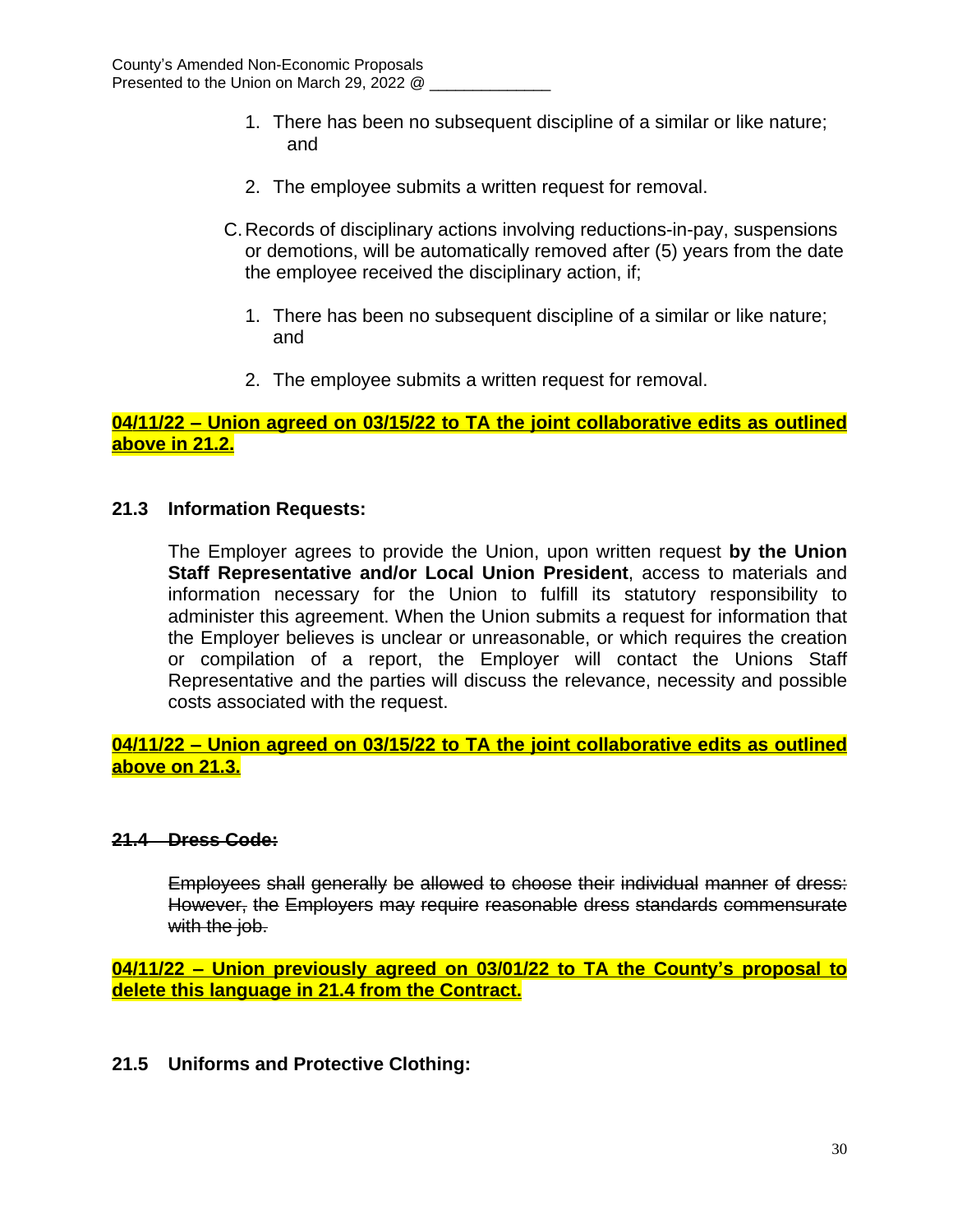1. There has been no subsequent discipline of a similar or like nature; and

2. The employee submits a written request for removal.

C. Records of disciplinary actions involving reductions-in-pay, suspensions or demotions, will be automatically removed after (5) years from the date the employee received the disciplinary action, if;

   1. There has been no subsequent discipline of a similar or like nature; and

   2. The employee submits a written request for removal.

**<u>04/11/22 – Union agreed on 03/15/22 to TA the joint collaborative edits as outlined above in 21.2.</u>**

### 21.3 Information Requests:

The Employer agrees to provide the Union, upon written request **by the Union Staff Representative and/or Local Union President**, access to materials and information necessary for the Union to fulfill its statutory responsibility to administer this agreement. When the Union submits a request for information that the Employer believes is unclear or unreasonable, or which requires the creation or compilation of a report, the Employer will contact the Unions Staff Representative and the parties will discuss the relevance, necessity and possible costs associated with the request.

**<u>04/11/22 – Union agreed on 03/15/22 to TA the joint collaborative edits as outlined above on 21.3.</u>**

### ~~21.4 Dress Code:~~

~~Employees shall generally be allowed to choose their individual manner of dress: However, the Employers may require reasonable dress standards commensurate with the job.~~

**<u>04/11/22 – Union previously agreed on 03/01/22 to TA the County's proposal to delete this language in 21.4 from the Contract.</u>**

### 21.5 Uniforms and Protective Clothing: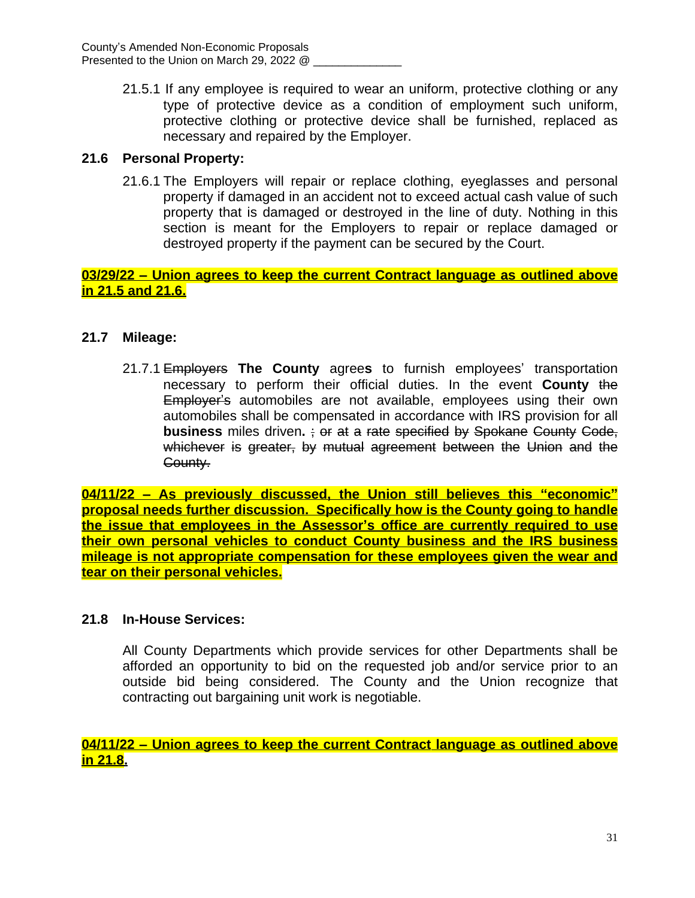21.5.1 If any employee is required to wear an uniform, protective clothing or any type of protective device as a condition of employment such uniform, protective clothing or protective device shall be furnished, replaced as necessary and repaired by the Employer.

## 21.6 Personal Property:

21.6.1 The Employers will repair or replace clothing, eyeglasses and personal property if damaged in an accident not to exceed actual cash value of such property that is damaged or destroyed in the line of duty. Nothing in this section is meant for the Employers to repair or replace damaged or destroyed property if the payment can be secured by the Court.

**03/29/22 – Union agrees to keep the current Contract language as outlined above in 21.5 and 21.6.**

## 21.7 Mileage:

21.7.1 ~~Employers~~ **The County** agree**s** to furnish employees' transportation necessary to perform their official duties. In the event **County** ~~the Employer's~~ automobiles are not available, employees using their own automobiles shall be compensated in accordance with IRS provision for all **business** miles driven**.** ~~; or at a rate specified by Spokane County Code, whichever is greater, by mutual agreement between the Union and the County.~~

**04/11/22 – As previously discussed, the Union still believes this "economic" proposal needs further discussion. Specifically how is the County going to handle the issue that employees in the Assessor's office are currently required to use their own personal vehicles to conduct County business and the IRS business mileage is not appropriate compensation for these employees given the wear and tear on their personal vehicles.**

## 21.8 In-House Services:

All County Departments which provide services for other Departments shall be afforded an opportunity to bid on the requested job and/or service prior to an outside bid being considered. The County and the Union recognize that contracting out bargaining unit work is negotiable.

**04/11/22 – Union agrees to keep the current Contract language as outlined above in 21.8.**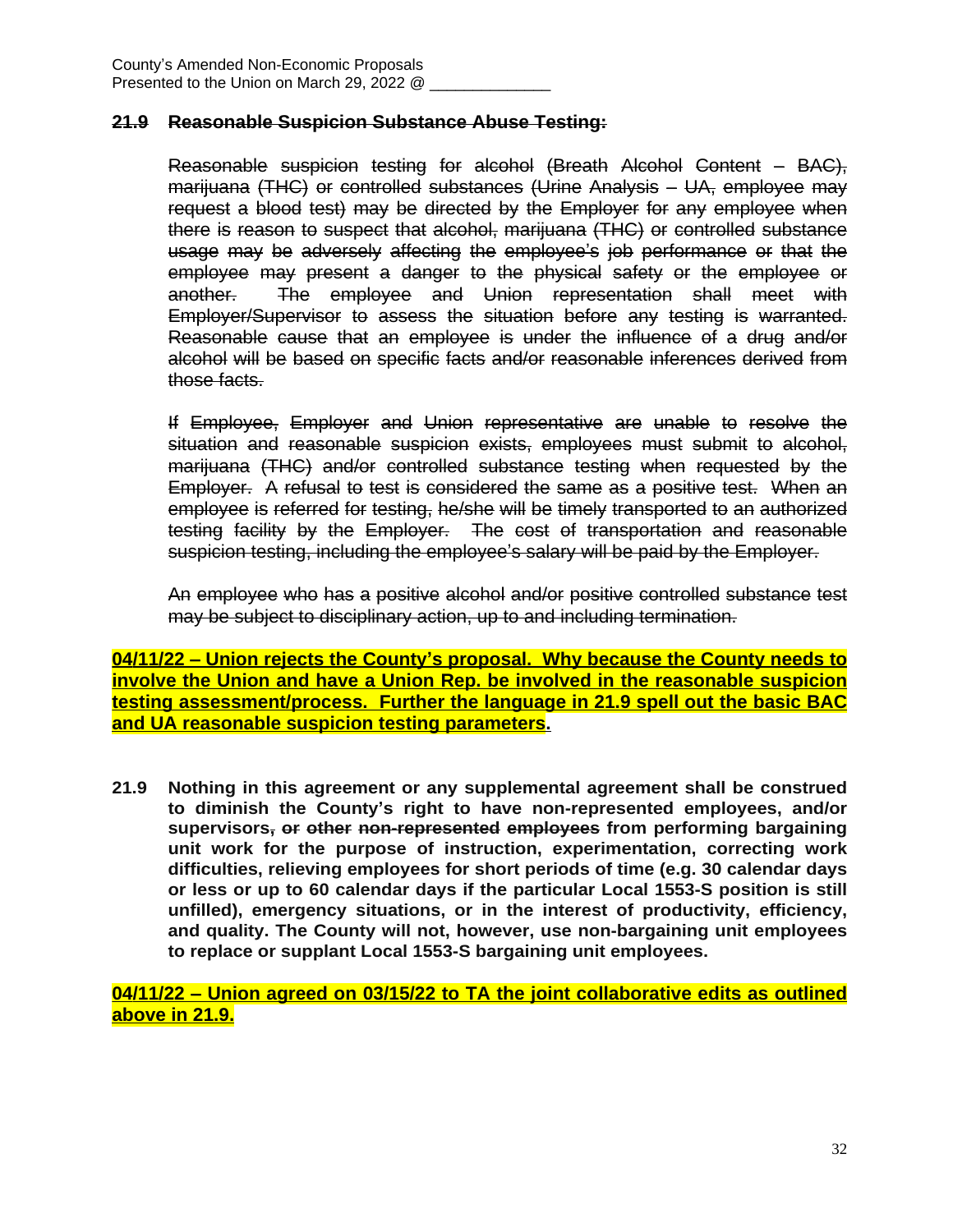County's Amended Non-Economic Proposals
Presented to the Union on March 29, 2022 @ ______________

~~**21.9 Reasonable Suspicion Substance Abuse Testing:**~~

~~Reasonable suspicion testing for alcohol (Breath Alcohol Content – BAC), marijuana (THC) or controlled substances (Urine Analysis – UA, employee may request a blood test) may be directed by the Employer for any employee when there is reason to suspect that alcohol, marijuana (THC) or controlled substance usage may be adversely affecting the employee's job performance or that the employee may present a danger to the physical safety or the employee or another. The employee and Union representation shall meet with Employer/Supervisor to assess the situation before any testing is warranted. Reasonable cause that an employee is under the influence of a drug and/or alcohol will be based on specific facts and/or reasonable inferences derived from those facts.~~

~~If Employee, Employer and Union representative are unable to resolve the situation and reasonable suspicion exists, employees must submit to alcohol, marijuana (THC) and/or controlled substance testing when requested by the Employer. A refusal to test is considered the same as a positive test. When an employee is referred for testing, he/she will be timely transported to an authorized testing facility by the Employer. The cost of transportation and reasonable suspicion testing, including the employee's salary will be paid by the Employer.~~

~~An employee who has a positive alcohol and/or positive controlled substance test may be subject to disciplinary action, up to and including termination.~~

**04/11/22 – Union rejects the County's proposal. Why because the County needs to involve the Union and have a Union Rep. be involved in the reasonable suspicion testing assessment/process. Further the language in 21.9 spell out the basic BAC and UA reasonable suspicion testing parameters.**

**21.9 Nothing in this agreement or any supplemental agreement shall be construed to diminish the County's right to have non-represented employees, and/or supervisors~~, or other non-represented employees~~ from performing bargaining unit work for the purpose of instruction, experimentation, correcting work difficulties, relieving employees for short periods of time (e.g. 30 calendar days or less or up to 60 calendar days if the particular Local 1553-S position is still unfilled), emergency situations, or in the interest of productivity, efficiency, and quality. The County will not, however, use non-bargaining unit employees to replace or supplant Local 1553-S bargaining unit employees.**

**04/11/22 – Union agreed on 03/15/22 to TA the joint collaborative edits as outlined above in 21.9.**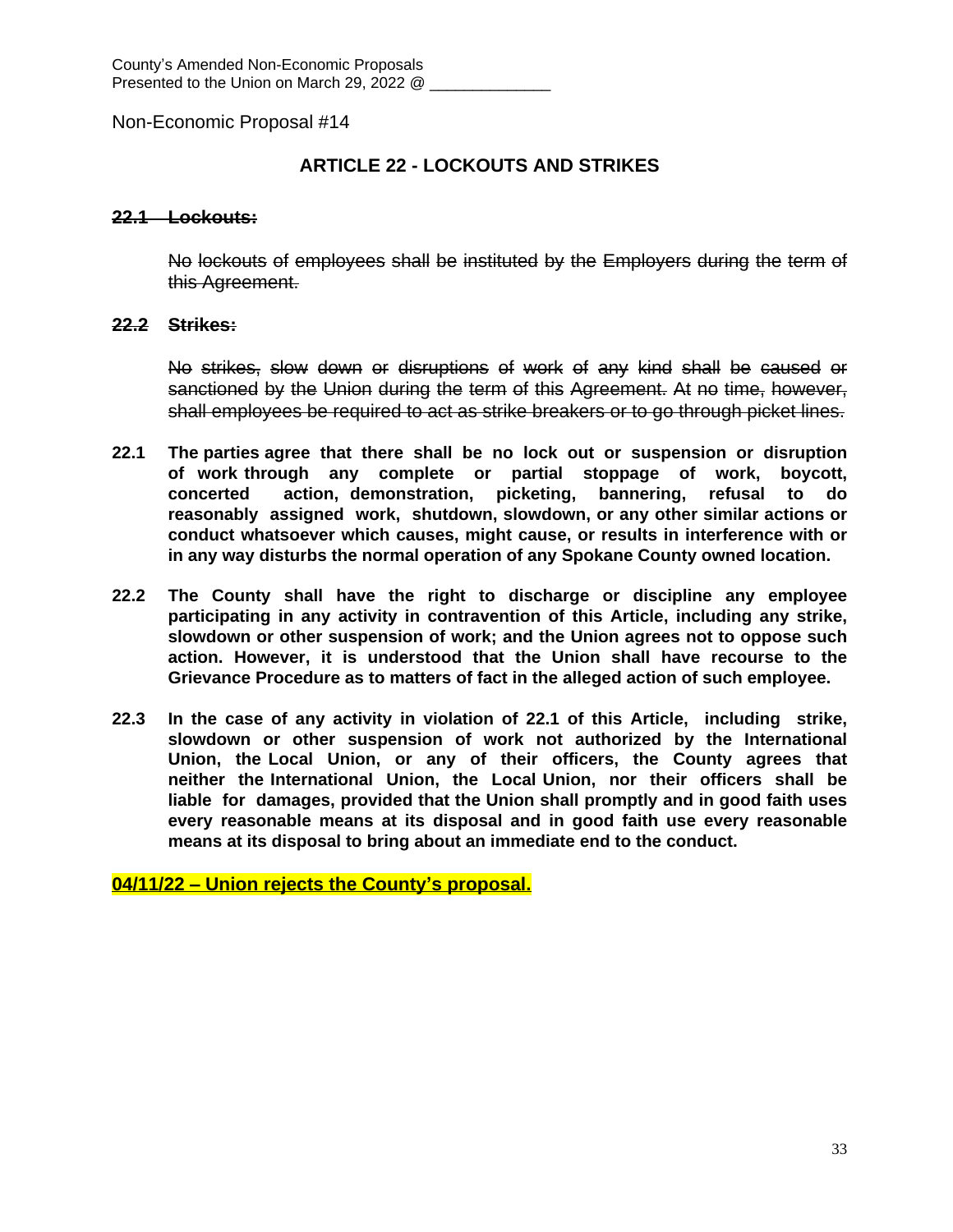County's Amended Non-Economic Proposals
Presented to the Union on March 29, 2022 @ ______________

Non-Economic Proposal #14

## ARTICLE 22 - LOCKOUTS AND STRIKES

~~**22.1 Lockouts:**~~

~~No lockouts of employees shall be instituted by the Employers during the term of this Agreement.~~

~~**22.2 Strikes:**~~

~~No strikes, slow down or disruptions of work of any kind shall be caused or sanctioned by the Union during the term of this Agreement. At no time, however, shall employees be required to act as strike breakers or to go through picket lines.~~

**22.1 The parties agree that there shall be no lock out or suspension or disruption of work through any complete or partial stoppage of work, boycott, concerted action, demonstration, picketing, bannering, refusal to do reasonably assigned work, shutdown, slowdown, or any other similar actions or conduct whatsoever which causes, might cause, or results in interference with or in any way disturbs the normal operation of any Spokane County owned location.**

**22.2 The County shall have the right to discharge or discipline any employee participating in any activity in contravention of this Article, including any strike, slowdown or other suspension of work; and the Union agrees not to oppose such action. However, it is understood that the Union shall have recourse to the Grievance Procedure as to matters of fact in the alleged action of such employee.**

**22.3 In the case of any activity in violation of 22.1 of this Article, including strike, slowdown or other suspension of work not authorized by the International Union, the Local Union, or any of their officers, the County agrees that neither the International Union, the Local Union, nor their officers shall be liable for damages, provided that the Union shall promptly and in good faith uses every reasonable means at its disposal and in good faith use every reasonable means at its disposal to bring about an immediate end to the conduct.**

**04/11/22 – Union rejects the County's proposal.**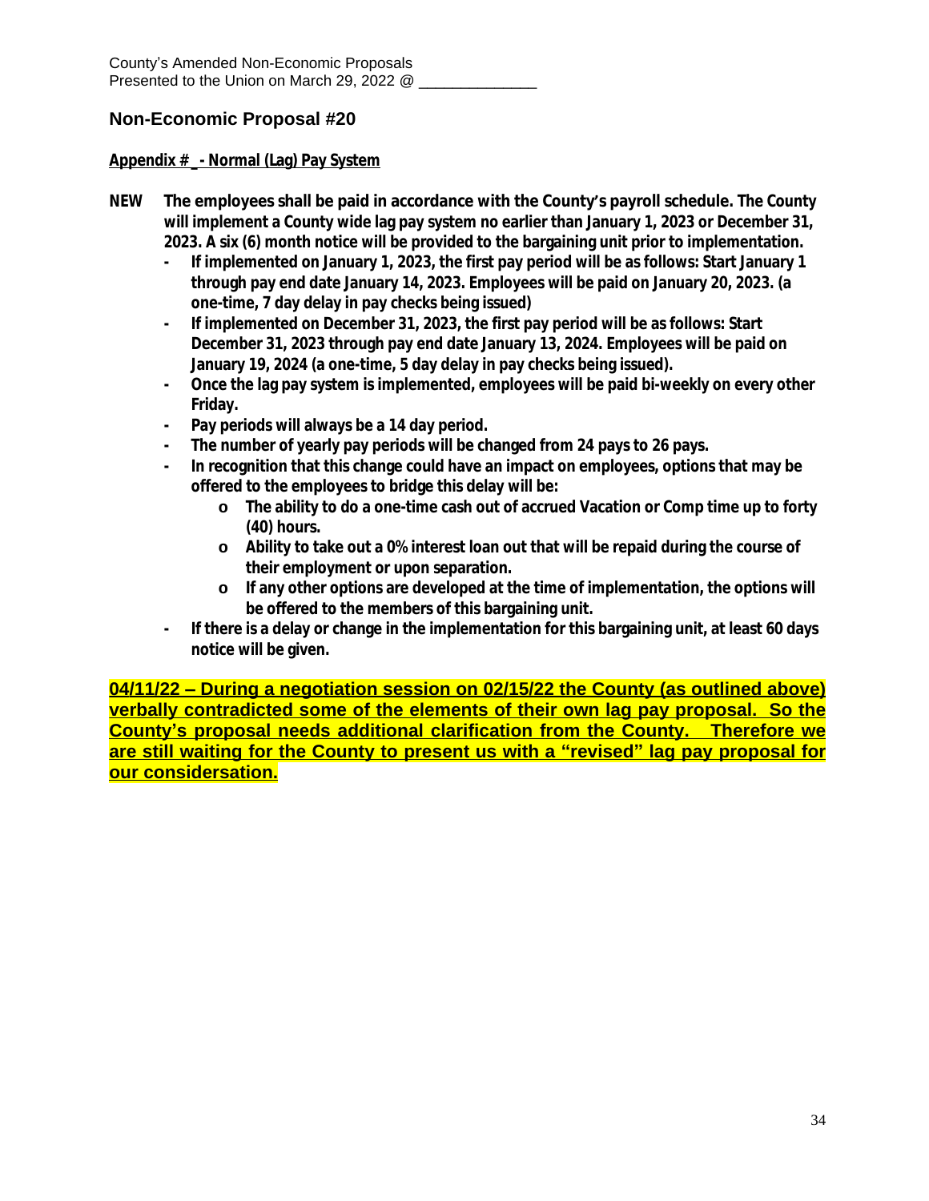County's Amended Non-Economic Proposals
Presented to the Union on March 29, 2022 @ ______________

## Non-Economic Proposal #20

**Appendix # _ - Normal (Lag) Pay System**

**NEW The employees shall be paid in accordance with the County's payroll schedule. The County will implement a County wide lag pay system no earlier than January 1, 2023 or December 31, 2023. A six (6) month notice will be provided to the bargaining unit prior to implementation.**

- **If implemented on January 1, 2023, the first pay period will be as follows: Start January 1 through pay end date January 14, 2023. Employees will be paid on January 20, 2023. (a one-time, 7 day delay in pay checks being issued)**
- **If implemented on December 31, 2023, the first pay period will be as follows: Start December 31, 2023 through pay end date January 13, 2024. Employees will be paid on January 19, 2024 (a one-time, 5 day delay in pay checks being issued).**
- **Once the lag pay system is implemented, employees will be paid bi-weekly on every other Friday.**
- **Pay periods will always be a 14 day period.**
- **The number of yearly pay periods will be changed from 24 pays to 26 pays.**
- **In recognition that this change could have an impact on employees, options that may be offered to the employees to bridge this delay will be:**
  - **The ability to do a one-time cash out of accrued Vacation or Comp time up to forty (40) hours.**
  - **Ability to take out a 0% interest loan out that will be repaid during the course of their employment or upon separation.**
  - **If any other options are developed at the time of implementation, the options will be offered to the members of this bargaining unit.**
- **If there is a delay or change in the implementation for this bargaining unit, at least 60 days notice will be given.**

**04/11/22 – During a negotiation session on 02/15/22 the County (as outlined above) verbally contradicted some of the elements of their own lag pay proposal. So the County's proposal needs additional clarification from the County. Therefore we are still waiting for the County to present us with a "revised" lag pay proposal for our considersation.**